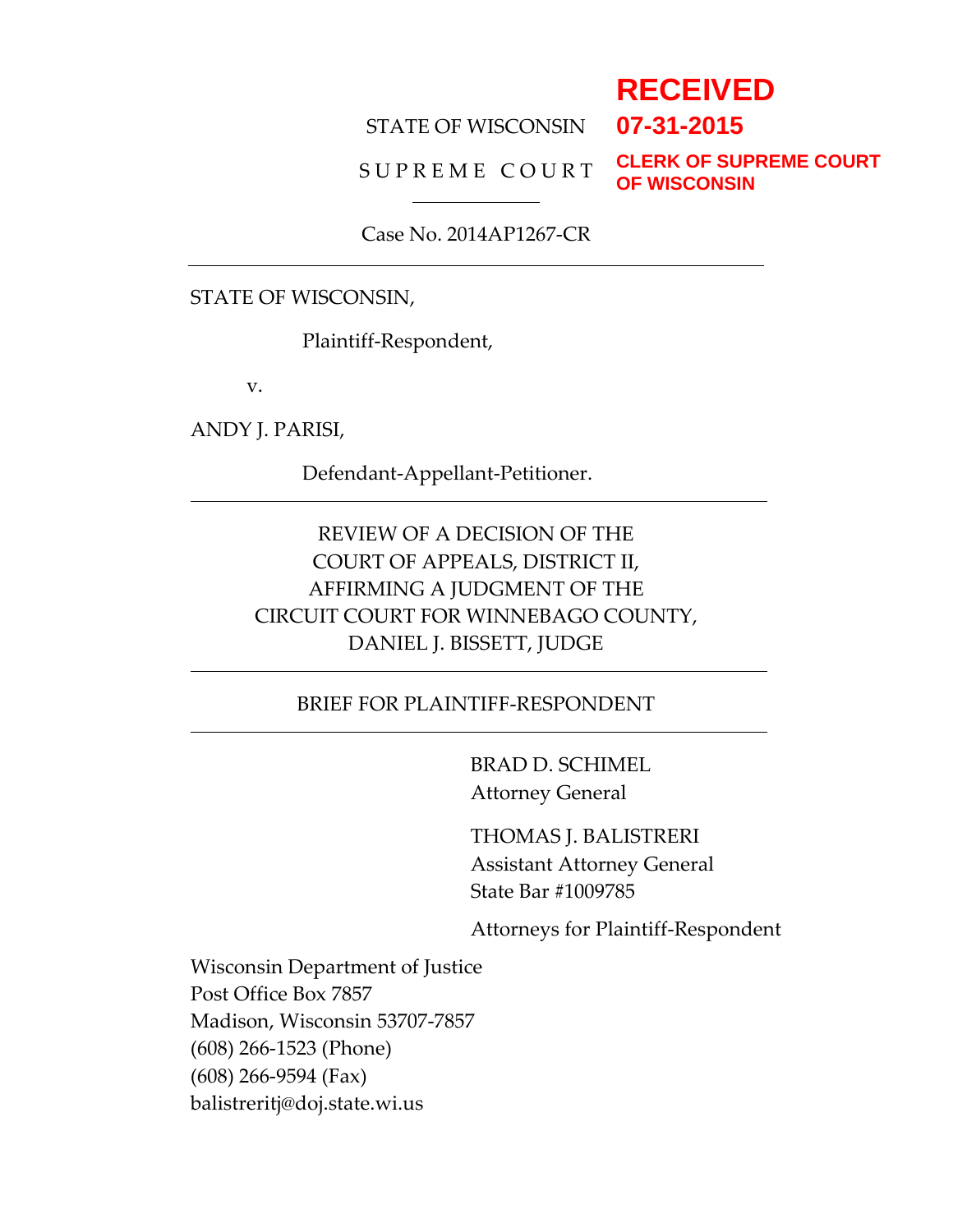**RECEIVED**
**07-31-2015**
**CLERK OF SUPREME COURT OF WISCONSIN**

STATE OF WISCONSIN

S U P R E M E  C O U R T

---

Case No. 2014AP1267-CR

---

STATE OF WISCONSIN,

Plaintiff-Respondent,

v.

ANDY J. PARISI,

Defendant-Appellant-Petitioner.

---

REVIEW OF A DECISION OF THE
COURT OF APPEALS, DISTRICT II,
AFFIRMING A JUDGMENT OF THE
CIRCUIT COURT FOR WINNEBAGO COUNTY,
DANIEL J. BISSETT, JUDGE

---

BRIEF FOR PLAINTIFF-RESPONDENT

---

BRAD D. SCHIMEL
Attorney General

THOMAS J. BALISTRERI
Assistant Attorney General
State Bar #1009785

Attorneys for Plaintiff-Respondent

Wisconsin Department of Justice
Post Office Box 7857
Madison, Wisconsin 53707-7857
(608) 266-1523 (Phone)
(608) 266-9594 (Fax)
balistreritj@doj.state.wi.us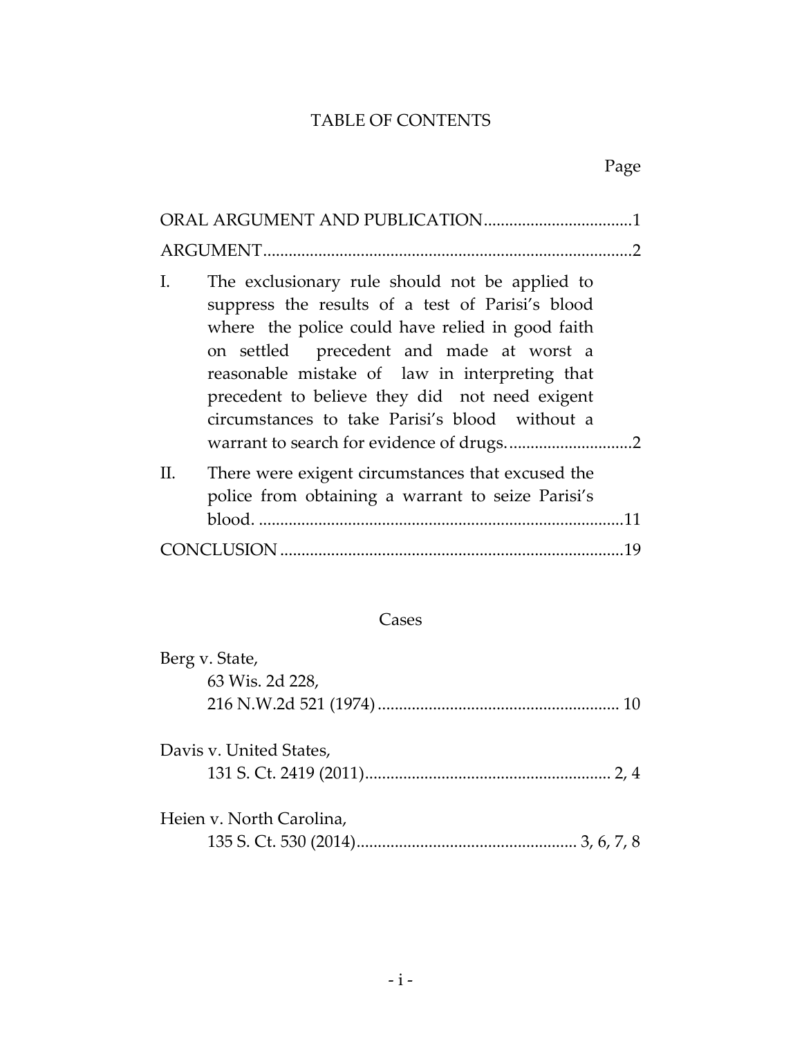# TABLE OF CONTENTS

Page

ORAL ARGUMENT AND PUBLICATION ..................................1

ARGUMENT ....................................................................................2

I. The exclusionary rule should not be applied to suppress the results of a test of Parisi's blood where the police could have relied in good faith on settled precedent and made at worst a reasonable mistake of law in interpreting that precedent to believe they did not need exigent circumstances to take Parisi's blood without a warrant to search for evidence of drugs. ............................2

II. There were exigent circumstances that excused the police from obtaining a warrant to seize Parisi's blood. .....................................................................11

CONCLUSION ...............................................................................19

## Cases

Berg v. State,
63 Wis. 2d 228,
216 N.W.2d 521 (1974) ........................................................ 10

Davis v. United States,
131 S. Ct. 2419 (2011) ......................................................... 2, 4

Heien v. North Carolina,
135 S. Ct. 530 (2014) ................................................... 3, 6, 7, 8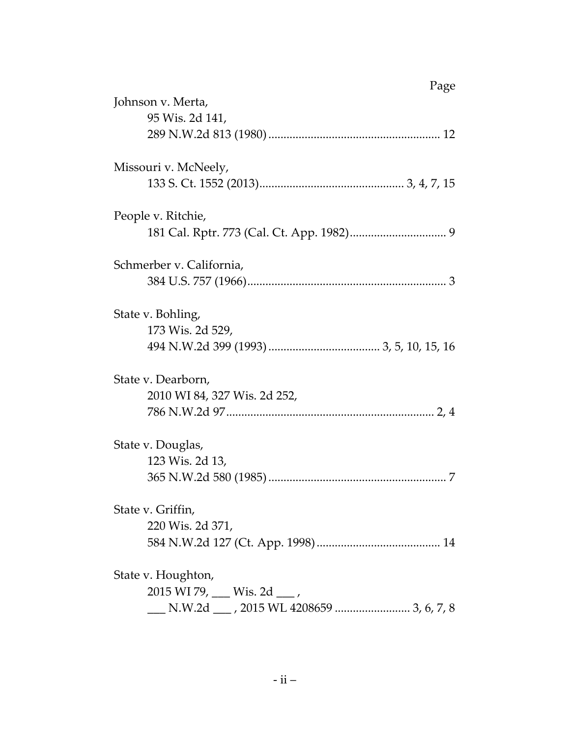Page

Johnson v. Merta,
95 Wis. 2d 141,
289 N.W.2d 813 (1980) ........................................................ 12

Missouri v. McNeely,
133 S. Ct. 1552 (2013)............................................... 3, 4, 7, 15

People v. Ritchie,
181 Cal. Rptr. 773 (Cal. Ct. App. 1982)................................ 9

Schmerber v. California,
384 U.S. 757 (1966)................................................................. 3

State v. Bohling,
173 Wis. 2d 529,
494 N.W.2d 399 (1993) .................................... 3, 5, 10, 15, 16

State v. Dearborn,
2010 WI 84, 327 Wis. 2d 252,
786 N.W.2d 97.................................................................... 2, 4

State v. Douglas,
123 Wis. 2d 13,
365 N.W.2d 580 (1985) .......................................................... 7

State v. Griffin,
220 Wis. 2d 371,
584 N.W.2d 127 (Ct. App. 1998) ......................................... 14

State v. Houghton,
2015 WI 79, ___ Wis. 2d ___ ,
___ N.W.2d ___ , 2015 WL 4208659 ........................ 3, 6, 7, 8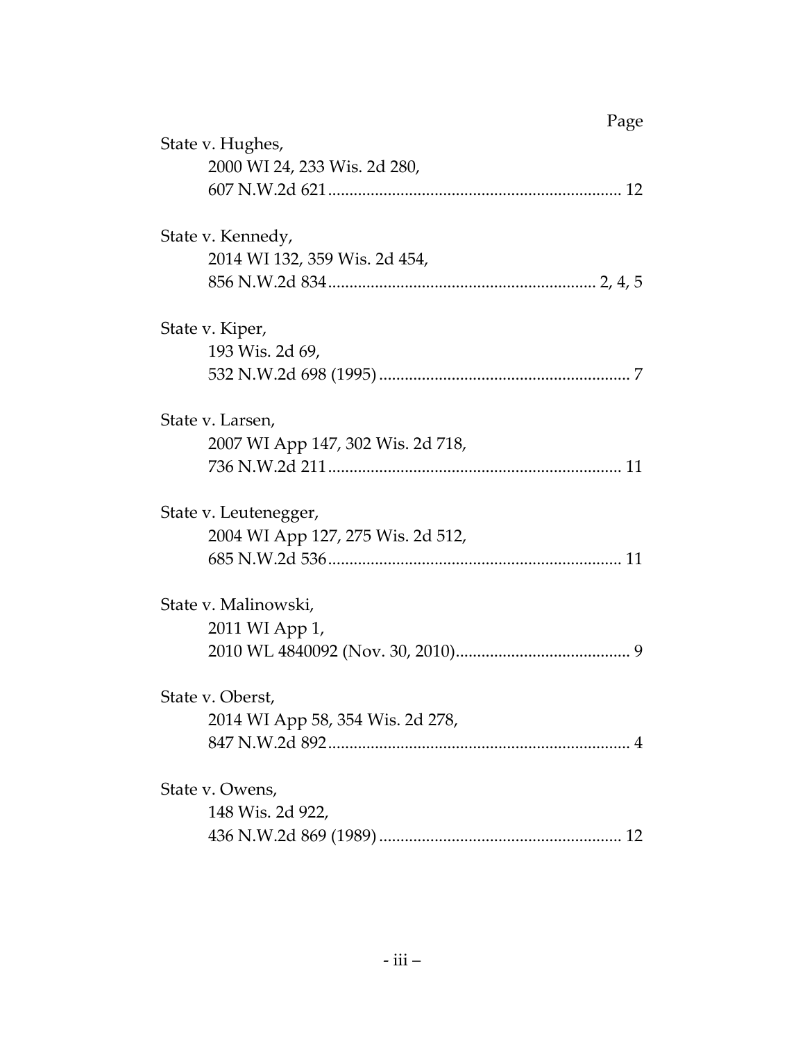Page

State v. Hughes,
2000 WI 24, 233 Wis. 2d 280,
607 N.W.2d 621 ..................................................................... 12

State v. Kennedy,
2014 WI 132, 359 Wis. 2d 454,
856 N.W.2d 834 .............................................................. 2, 4, 5

State v. Kiper,
193 Wis. 2d 69,
532 N.W.2d 698 (1995) ........................................................... 7

State v. Larsen,
2007 WI App 147, 302 Wis. 2d 718,
736 N.W.2d 211 ..................................................................... 11

State v. Leutenegger,
2004 WI App 127, 275 Wis. 2d 512,
685 N.W.2d 536 ..................................................................... 11

State v. Malinowski,
2011 WI App 1,
2010 WL 4840092 (Nov. 30, 2010) ......................................... 9

State v. Oberst,
2014 WI App 58, 354 Wis. 2d 278,
847 N.W.2d 892 ....................................................................... 4

State v. Owens,
148 Wis. 2d 922,
436 N.W.2d 869 (1989) ......................................................... 12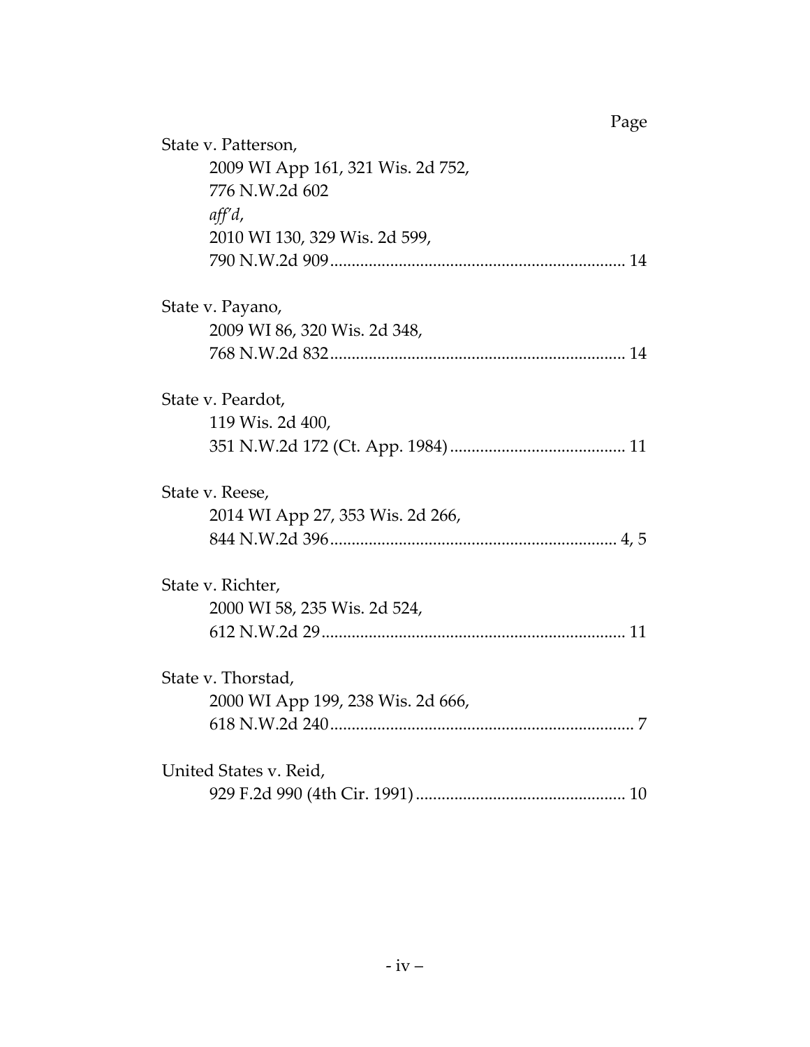Page

State v. Patterson,
2009 WI App 161, 321 Wis. 2d 752,
776 N.W.2d 602
*aff'd*,
2010 WI 130, 329 Wis. 2d 599,
790 N.W.2d 909 ..................................................................... 14

State v. Payano,
2009 WI 86, 320 Wis. 2d 348,
768 N.W.2d 832 ..................................................................... 14

State v. Peardot,
119 Wis. 2d 400,
351 N.W.2d 172 (Ct. App. 1984) ......................................... 11

State v. Reese,
2014 WI App 27, 353 Wis. 2d 266,
844 N.W.2d 396 ................................................................... 4, 5

State v. Richter,
2000 WI 58, 235 Wis. 2d 524,
612 N.W.2d 29 ....................................................................... 11

State v. Thorstad,
2000 WI App 199, 238 Wis. 2d 666,
618 N.W.2d 240 ....................................................................... 7

United States v. Reid,
929 F.2d 990 (4th Cir. 1991) ................................................. 10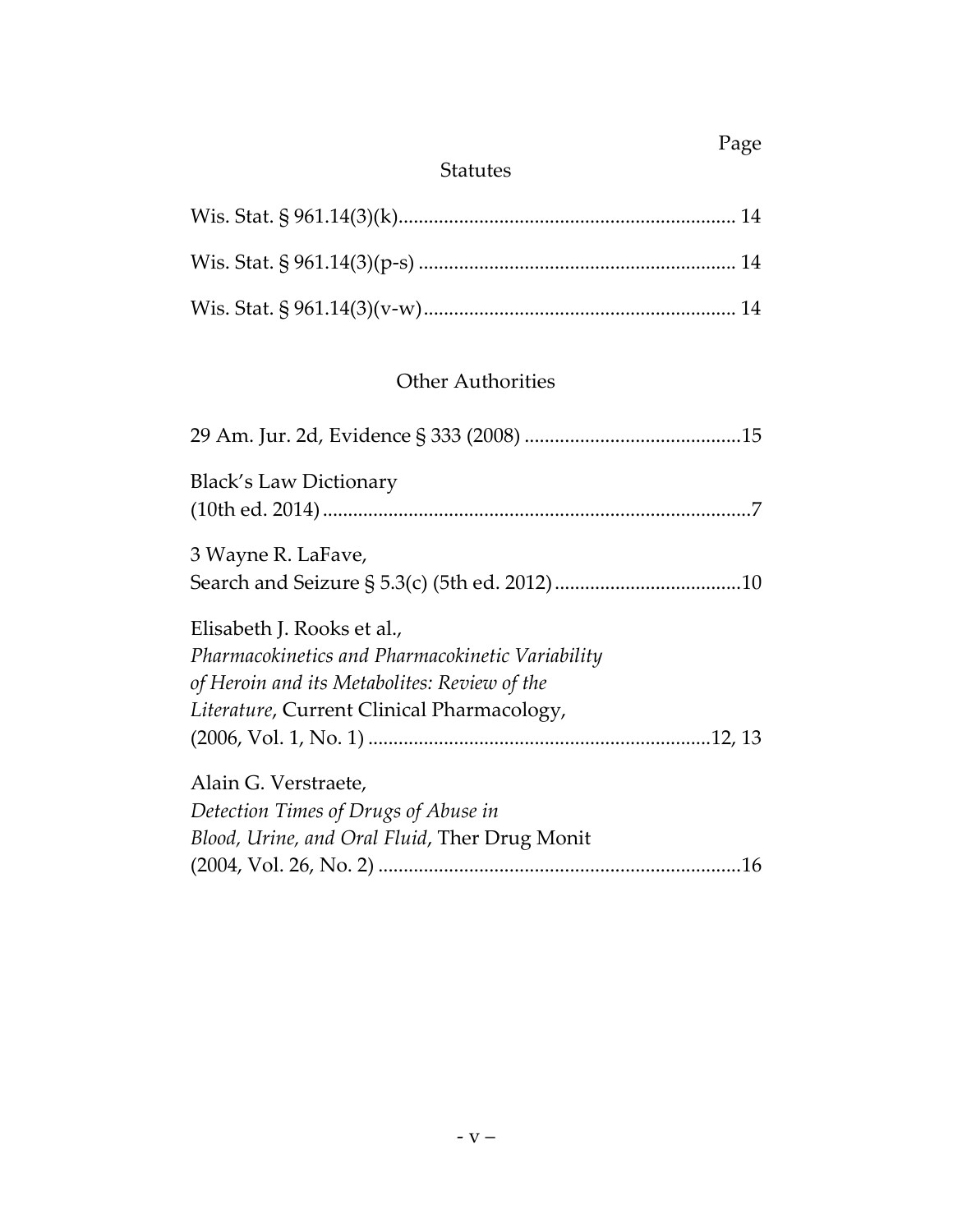Page

## Statutes

Wis. Stat. § 961.14(3)(k).................................................................. 14

Wis. Stat. § 961.14(3)(p-s) .............................................................. 14

Wis. Stat. § 961.14(3)(v-w)............................................................. 14

## Other Authorities

29 Am. Jur. 2d, Evidence § 333 (2008) ..........................................15

Black's Law Dictionary
(10th ed. 2014).....................................................................................7

3 Wayne R. LaFave,
Search and Seizure § 5.3(c) (5th ed. 2012)....................................10

Elisabeth J. Rooks et al.,
*Pharmacokinetics and Pharmacokinetic Variability of Heroin and its Metabolites: Review of the Literature*, Current Clinical Pharmacology,
(2006, Vol. 1, No. 1) ...................................................................12, 13

Alain G. Verstraete,
*Detection Times of Drugs of Abuse in Blood, Urine, and Oral Fluid*, Ther Drug Monit
(2004, Vol. 26, No. 2) .......................................................................16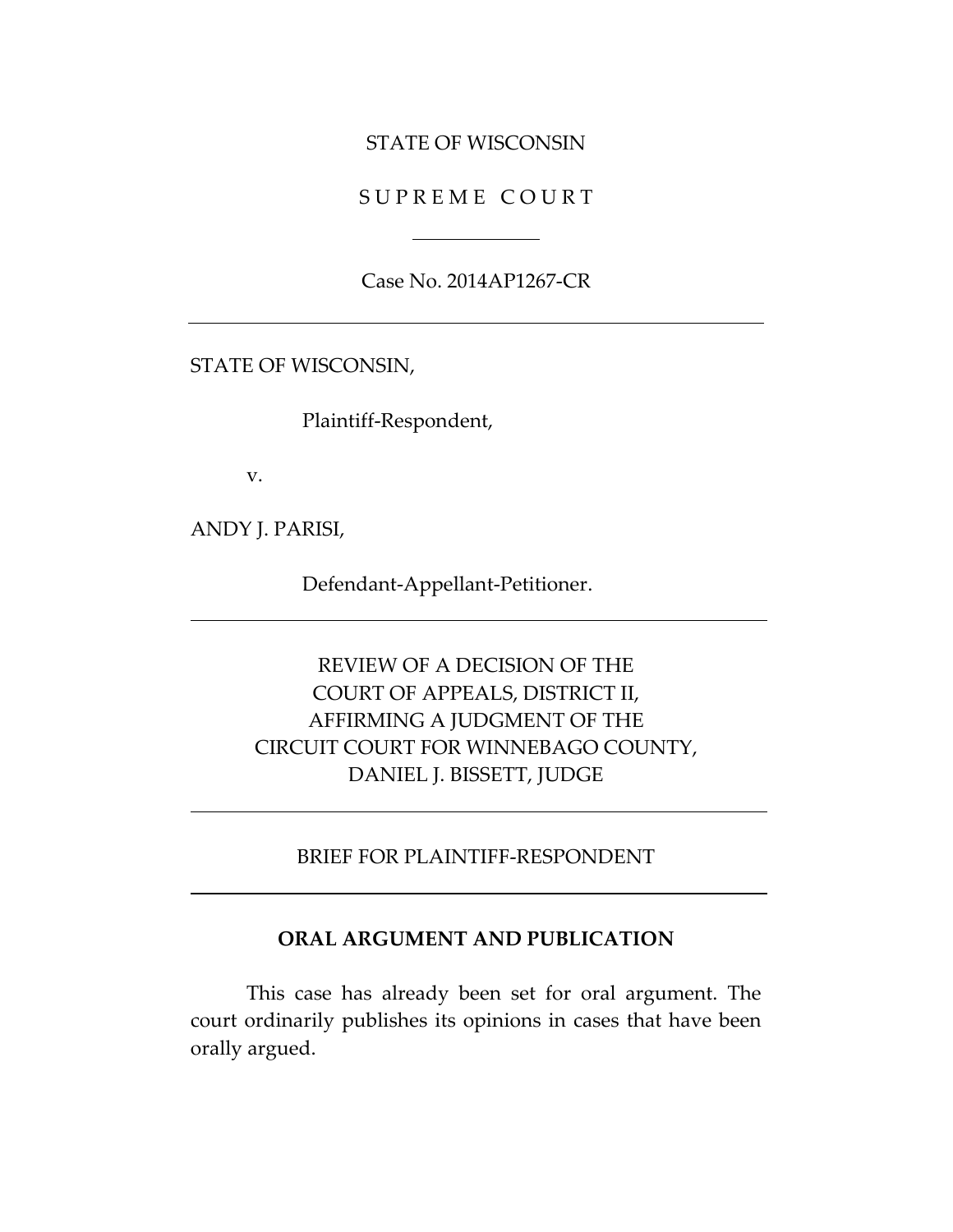STATE OF WISCONSIN

S U P R E M E   C O U R T

---

Case No. 2014AP1267-CR

---

STATE OF WISCONSIN,

Plaintiff-Respondent,

v.

ANDY J. PARISI,

Defendant-Appellant-Petitioner.

---

REVIEW OF A DECISION OF THE
COURT OF APPEALS, DISTRICT II,
AFFIRMING A JUDGMENT OF THE
CIRCUIT COURT FOR WINNEBAGO COUNTY,
DANIEL J. BISSETT, JUDGE

---

BRIEF FOR PLAINTIFF-RESPONDENT

---

## ORAL ARGUMENT AND PUBLICATION

This case has already been set for oral argument. The court ordinarily publishes its opinions in cases that have been orally argued.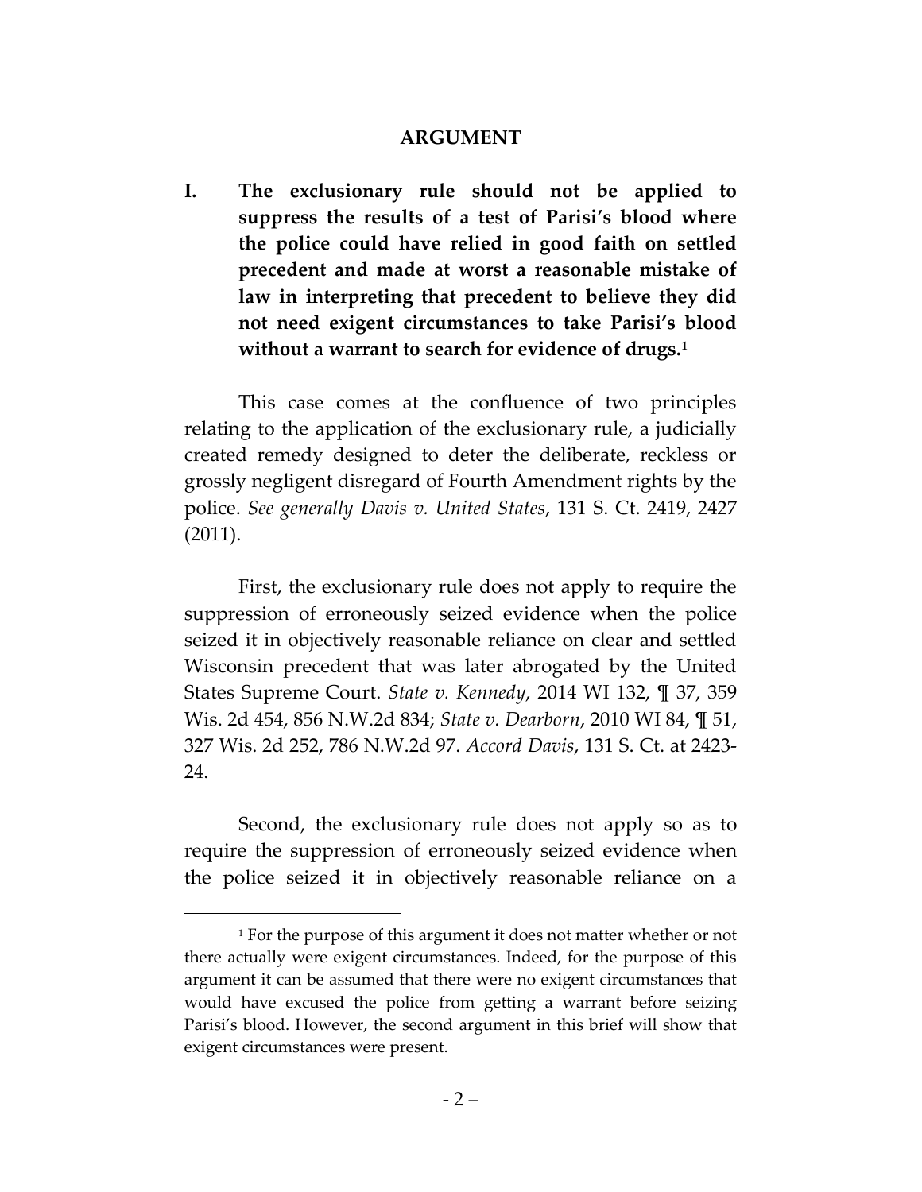## ARGUMENT

**I. The exclusionary rule should not be applied to suppress the results of a test of Parisi's blood where the police could have relied in good faith on settled precedent and made at worst a reasonable mistake of law in interpreting that precedent to believe they did not need exigent circumstances to take Parisi's blood without a warrant to search for evidence of drugs.[1]**

This case comes at the confluence of two principles relating to the application of the exclusionary rule, a judicially created remedy designed to deter the deliberate, reckless or grossly negligent disregard of Fourth Amendment rights by the police. *See generally Davis v. United States*, 131 S. Ct. 2419, 2427 (2011).

First, the exclusionary rule does not apply to require the suppression of erroneously seized evidence when the police seized it in objectively reasonable reliance on clear and settled Wisconsin precedent that was later abrogated by the United States Supreme Court. *State v. Kennedy*, 2014 WI 132, ¶ 37, 359 Wis. 2d 454, 856 N.W.2d 834; *State v. Dearborn*, 2010 WI 84, ¶ 51, 327 Wis. 2d 252, 786 N.W.2d 97. *Accord Davis*, 131 S. Ct. at 2423-24.

Second, the exclusionary rule does not apply so as to require the suppression of erroneously seized evidence when the police seized it in objectively reasonable reliance on a

[1] For the purpose of this argument it does not matter whether or not there actually were exigent circumstances. Indeed, for the purpose of this argument it can be assumed that there were no exigent circumstances that would have excused the police from getting a warrant before seizing Parisi's blood. However, the second argument in this brief will show that exigent circumstances were present.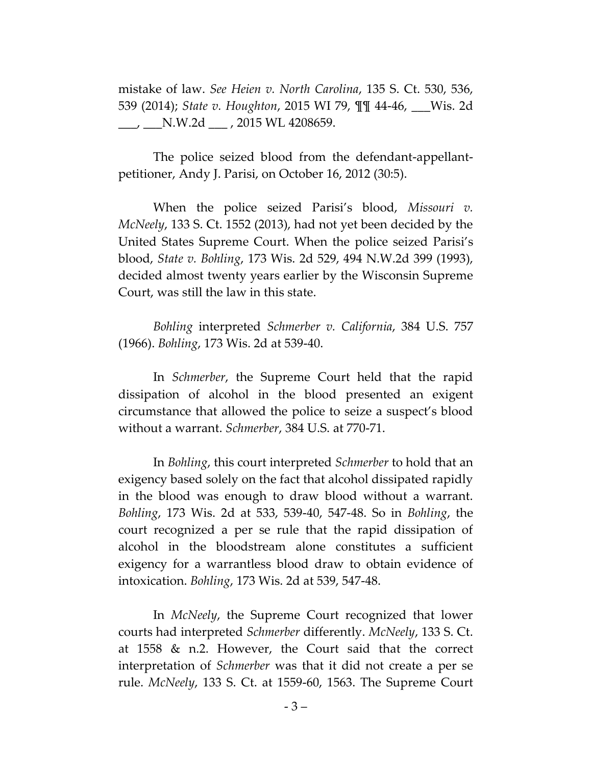mistake of law. *See Heien v. North Carolina*, 135 S. Ct. 530, 536, 539 (2014); *State v. Houghton*, 2015 WI 79, ¶¶ 44-46, ___Wis. 2d ___, ___N.W.2d ___ , 2015 WL 4208659.

The police seized blood from the defendant-appellant-petitioner, Andy J. Parisi, on October 16, 2012 (30:5).

When the police seized Parisi's blood, *Missouri v. McNeely*, 133 S. Ct. 1552 (2013), had not yet been decided by the United States Supreme Court. When the police seized Parisi's blood, *State v. Bohling*, 173 Wis. 2d 529, 494 N.W.2d 399 (1993), decided almost twenty years earlier by the Wisconsin Supreme Court, was still the law in this state.

*Bohling* interpreted *Schmerber v. California*, 384 U.S. 757 (1966). *Bohling*, 173 Wis. 2d at 539-40.

In *Schmerber*, the Supreme Court held that the rapid dissipation of alcohol in the blood presented an exigent circumstance that allowed the police to seize a suspect's blood without a warrant. *Schmerber*, 384 U.S. at 770-71.

In *Bohling*, this court interpreted *Schmerber* to hold that an exigency based solely on the fact that alcohol dissipated rapidly in the blood was enough to draw blood without a warrant. *Bohling*, 173 Wis. 2d at 533, 539-40, 547-48. So in *Bohling*, the court recognized a per se rule that the rapid dissipation of alcohol in the bloodstream alone constitutes a sufficient exigency for a warrantless blood draw to obtain evidence of intoxication. *Bohling*, 173 Wis. 2d at 539, 547-48.

In *McNeely*, the Supreme Court recognized that lower courts had interpreted *Schmerber* differently. *McNeely*, 133 S. Ct. at 1558 & n.2. However, the Court said that the correct interpretation of *Schmerber* was that it did not create a per se rule. *McNeely*, 133 S. Ct. at 1559-60, 1563. The Supreme Court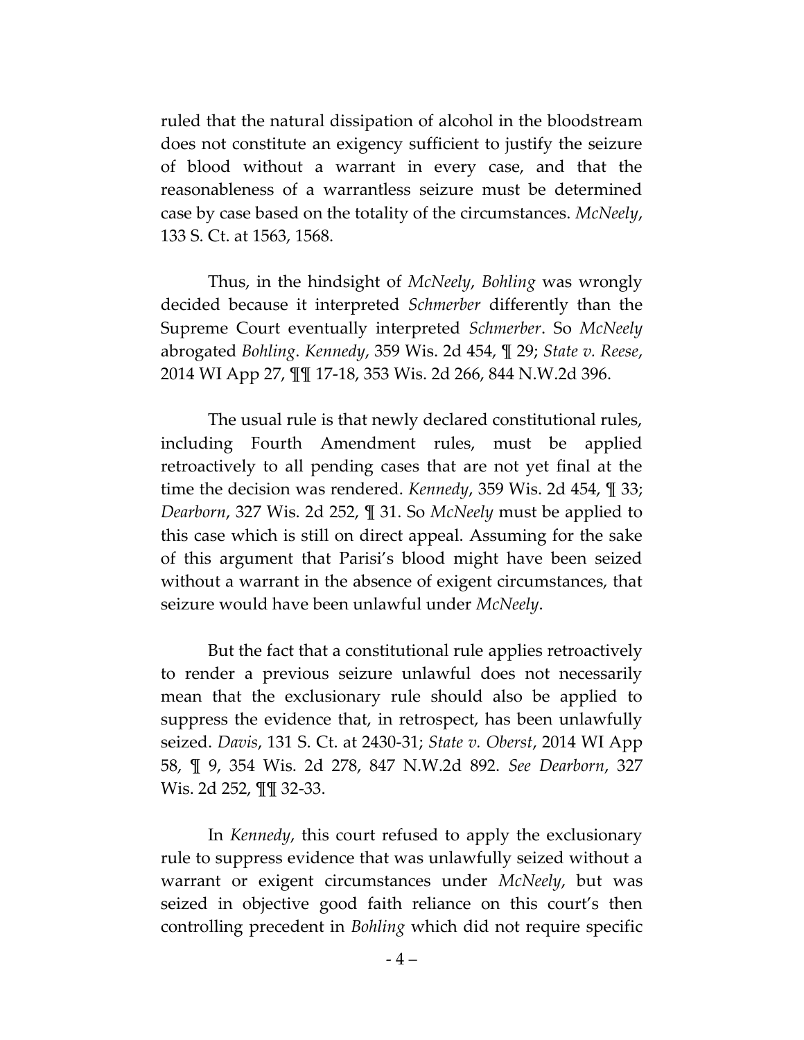ruled that the natural dissipation of alcohol in the bloodstream does not constitute an exigency sufficient to justify the seizure of blood without a warrant in every case, and that the reasonableness of a warrantless seizure must be determined case by case based on the totality of the circumstances. *McNeely*, 133 S. Ct. at 1563, 1568.

Thus, in the hindsight of *McNeely*, *Bohling* was wrongly decided because it interpreted *Schmerber* differently than the Supreme Court eventually interpreted *Schmerber*. So *McNeely* abrogated *Bohling*. *Kennedy*, 359 Wis. 2d 454, ¶ 29; *State v. Reese*, 2014 WI App 27, ¶¶ 17-18, 353 Wis. 2d 266, 844 N.W.2d 396.

The usual rule is that newly declared constitutional rules, including Fourth Amendment rules, must be applied retroactively to all pending cases that are not yet final at the time the decision was rendered. *Kennedy*, 359 Wis. 2d 454, ¶ 33; *Dearborn*, 327 Wis. 2d 252, ¶ 31. So *McNeely* must be applied to this case which is still on direct appeal. Assuming for the sake of this argument that Parisi's blood might have been seized without a warrant in the absence of exigent circumstances, that seizure would have been unlawful under *McNeely*.

But the fact that a constitutional rule applies retroactively to render a previous seizure unlawful does not necessarily mean that the exclusionary rule should also be applied to suppress the evidence that, in retrospect, has been unlawfully seized. *Davis*, 131 S. Ct. at 2430-31; *State v. Oberst*, 2014 WI App 58, ¶ 9, 354 Wis. 2d 278, 847 N.W.2d 892. *See Dearborn*, 327 Wis. 2d 252, ¶¶ 32-33.

In *Kennedy*, this court refused to apply the exclusionary rule to suppress evidence that was unlawfully seized without a warrant or exigent circumstances under *McNeely*, but was seized in objective good faith reliance on this court's then controlling precedent in *Bohling* which did not require specific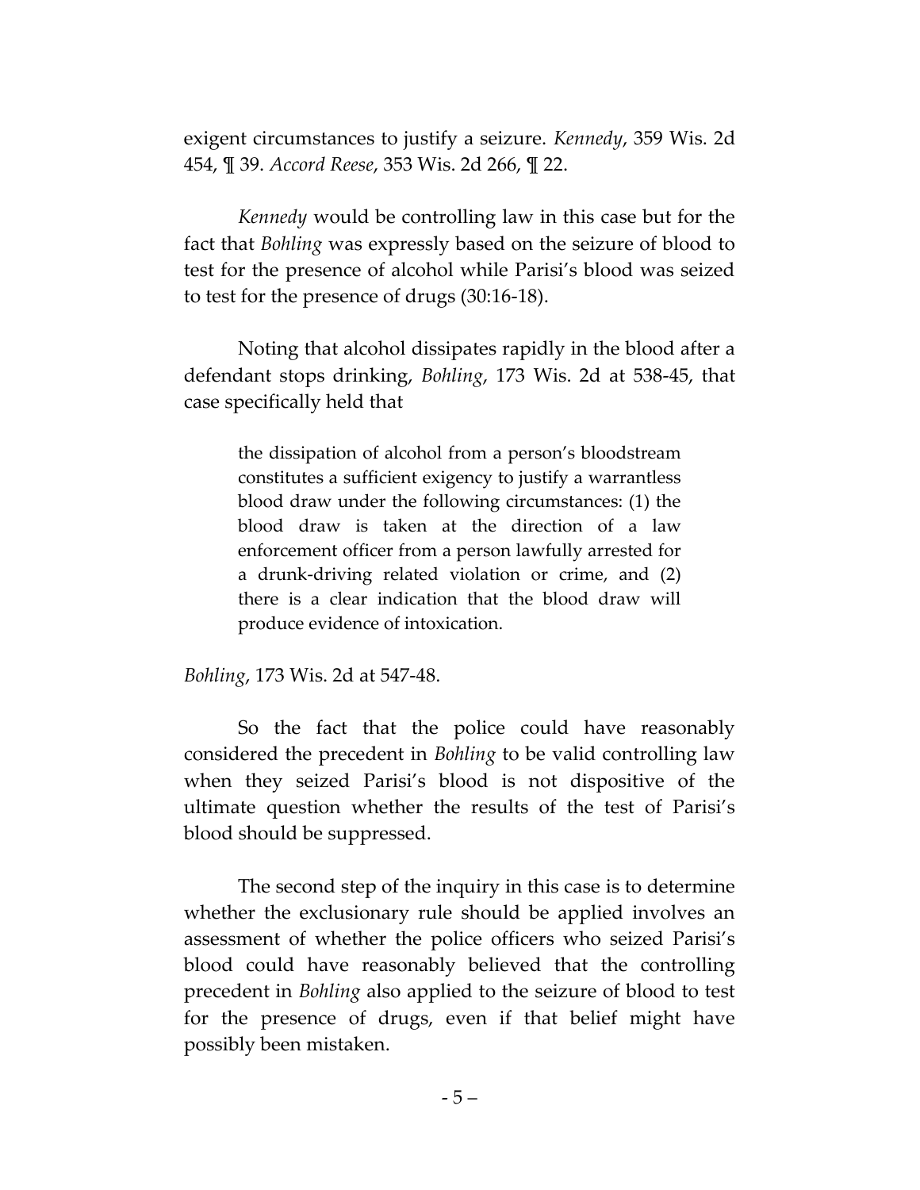exigent circumstances to justify a seizure. *Kennedy*, 359 Wis. 2d 454, ¶ 39. *Accord Reese*, 353 Wis. 2d 266, ¶ 22.

*Kennedy* would be controlling law in this case but for the fact that *Bohling* was expressly based on the seizure of blood to test for the presence of alcohol while Parisi's blood was seized to test for the presence of drugs (30:16-18).

Noting that alcohol dissipates rapidly in the blood after a defendant stops drinking, *Bohling*, 173 Wis. 2d at 538-45, that case specifically held that

> the dissipation of alcohol from a person's bloodstream constitutes a sufficient exigency to justify a warrantless blood draw under the following circumstances: (1) the blood draw is taken at the direction of a law enforcement officer from a person lawfully arrested for a drunk-driving related violation or crime, and (2) there is a clear indication that the blood draw will produce evidence of intoxication.

*Bohling*, 173 Wis. 2d at 547-48.

So the fact that the police could have reasonably considered the precedent in *Bohling* to be valid controlling law when they seized Parisi's blood is not dispositive of the ultimate question whether the results of the test of Parisi's blood should be suppressed.

The second step of the inquiry in this case is to determine whether the exclusionary rule should be applied involves an assessment of whether the police officers who seized Parisi's blood could have reasonably believed that the controlling precedent in *Bohling* also applied to the seizure of blood to test for the presence of drugs, even if that belief might have possibly been mistaken.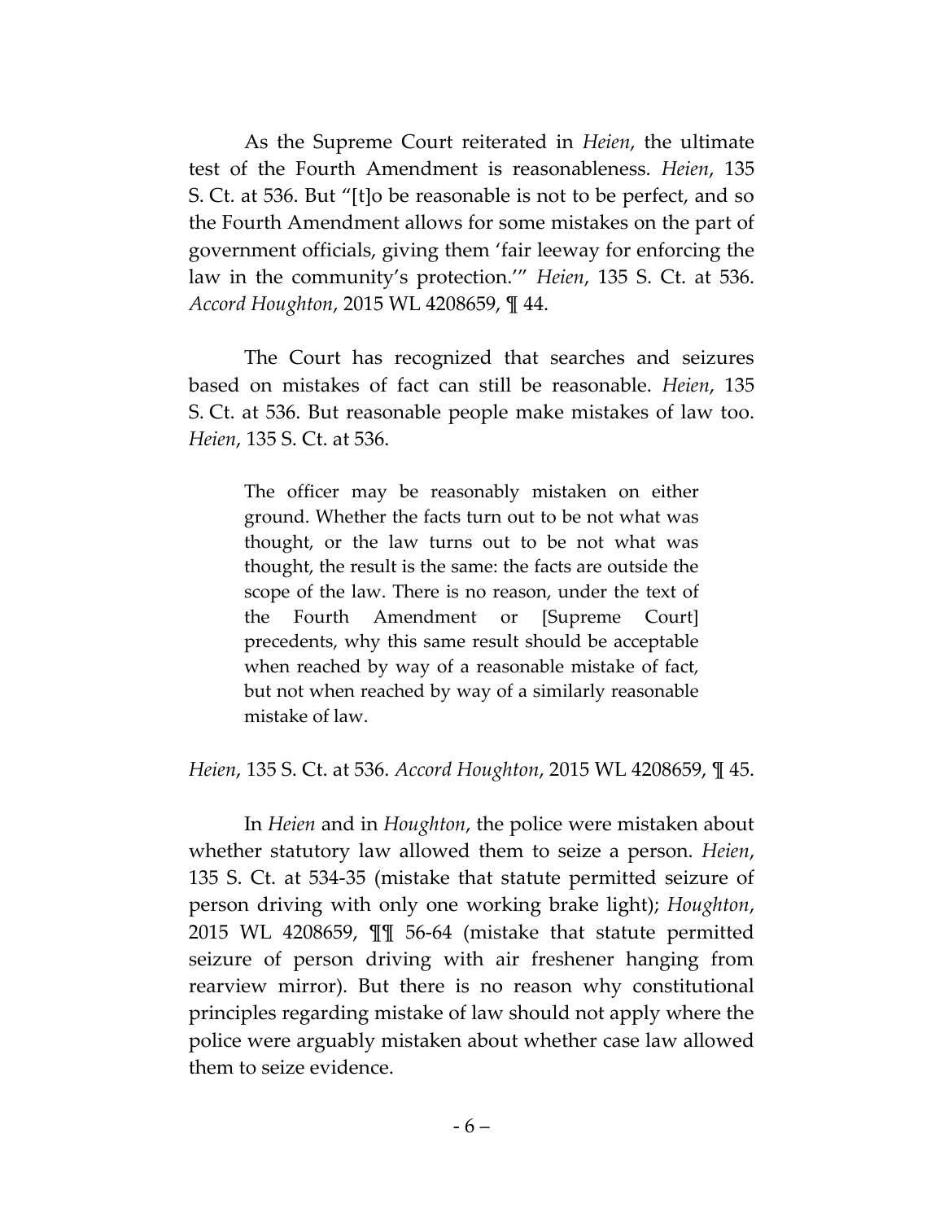As the Supreme Court reiterated in *Heien*, the ultimate test of the Fourth Amendment is reasonableness. *Heien*, 135 S. Ct. at 536. But "[t]o be reasonable is not to be perfect, and so the Fourth Amendment allows for some mistakes on the part of government officials, giving them 'fair leeway for enforcing the law in the community's protection.'" *Heien*, 135 S. Ct. at 536. *Accord Houghton*, 2015 WL 4208659, ¶ 44.

The Court has recognized that searches and seizures based on mistakes of fact can still be reasonable. *Heien*, 135 S. Ct. at 536. But reasonable people make mistakes of law too. *Heien*, 135 S. Ct. at 536.

> The officer may be reasonably mistaken on either ground. Whether the facts turn out to be not what was thought, or the law turns out to be not what was thought, the result is the same: the facts are outside the scope of the law. There is no reason, under the text of the Fourth Amendment or [Supreme Court] precedents, why this same result should be acceptable when reached by way of a reasonable mistake of fact, but not when reached by way of a similarly reasonable mistake of law.

*Heien*, 135 S. Ct. at 536. *Accord Houghton*, 2015 WL 4208659, ¶ 45.

In *Heien* and in *Houghton*, the police were mistaken about whether statutory law allowed them to seize a person. *Heien*, 135 S. Ct. at 534-35 (mistake that statute permitted seizure of person driving with only one working brake light); *Houghton*, 2015 WL 4208659, ¶¶ 56-64 (mistake that statute permitted seizure of person driving with air freshener hanging from rearview mirror). But there is no reason why constitutional principles regarding mistake of law should not apply where the police were arguably mistaken about whether case law allowed them to seize evidence.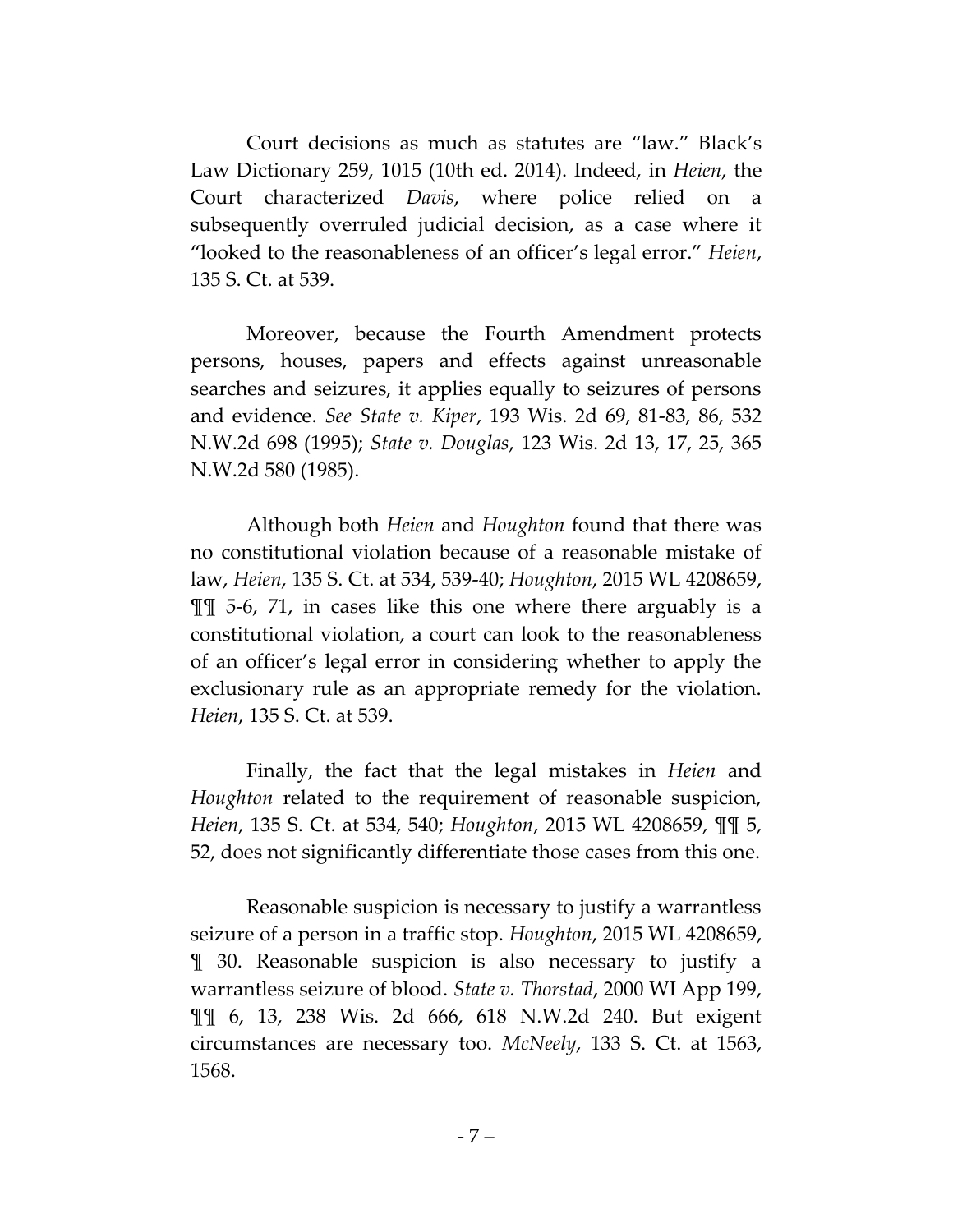Court decisions as much as statutes are "law." Black's Law Dictionary 259, 1015 (10th ed. 2014). Indeed, in *Heien*, the Court characterized *Davis*, where police relied on a subsequently overruled judicial decision, as a case where it "looked to the reasonableness of an officer's legal error." *Heien*, 135 S. Ct. at 539.

Moreover, because the Fourth Amendment protects persons, houses, papers and effects against unreasonable searches and seizures, it applies equally to seizures of persons and evidence. *See State v. Kiper*, 193 Wis. 2d 69, 81-83, 86, 532 N.W.2d 698 (1995); *State v. Douglas*, 123 Wis. 2d 13, 17, 25, 365 N.W.2d 580 (1985).

Although both *Heien* and *Houghton* found that there was no constitutional violation because of a reasonable mistake of law, *Heien*, 135 S. Ct. at 534, 539-40; *Houghton*, 2015 WL 4208659, ¶¶ 5-6, 71, in cases like this one where there arguably is a constitutional violation, a court can look to the reasonableness of an officer's legal error in considering whether to apply the exclusionary rule as an appropriate remedy for the violation. *Heien*, 135 S. Ct. at 539.

Finally, the fact that the legal mistakes in *Heien* and *Houghton* related to the requirement of reasonable suspicion, *Heien*, 135 S. Ct. at 534, 540; *Houghton*, 2015 WL 4208659, ¶¶ 5, 52, does not significantly differentiate those cases from this one.

Reasonable suspicion is necessary to justify a warrantless seizure of a person in a traffic stop. *Houghton*, 2015 WL 4208659, ¶ 30. Reasonable suspicion is also necessary to justify a warrantless seizure of blood. *State v. Thorstad*, 2000 WI App 199, ¶¶ 6, 13, 238 Wis. 2d 666, 618 N.W.2d 240. But exigent circumstances are necessary too. *McNeely*, 133 S. Ct. at 1563, 1568.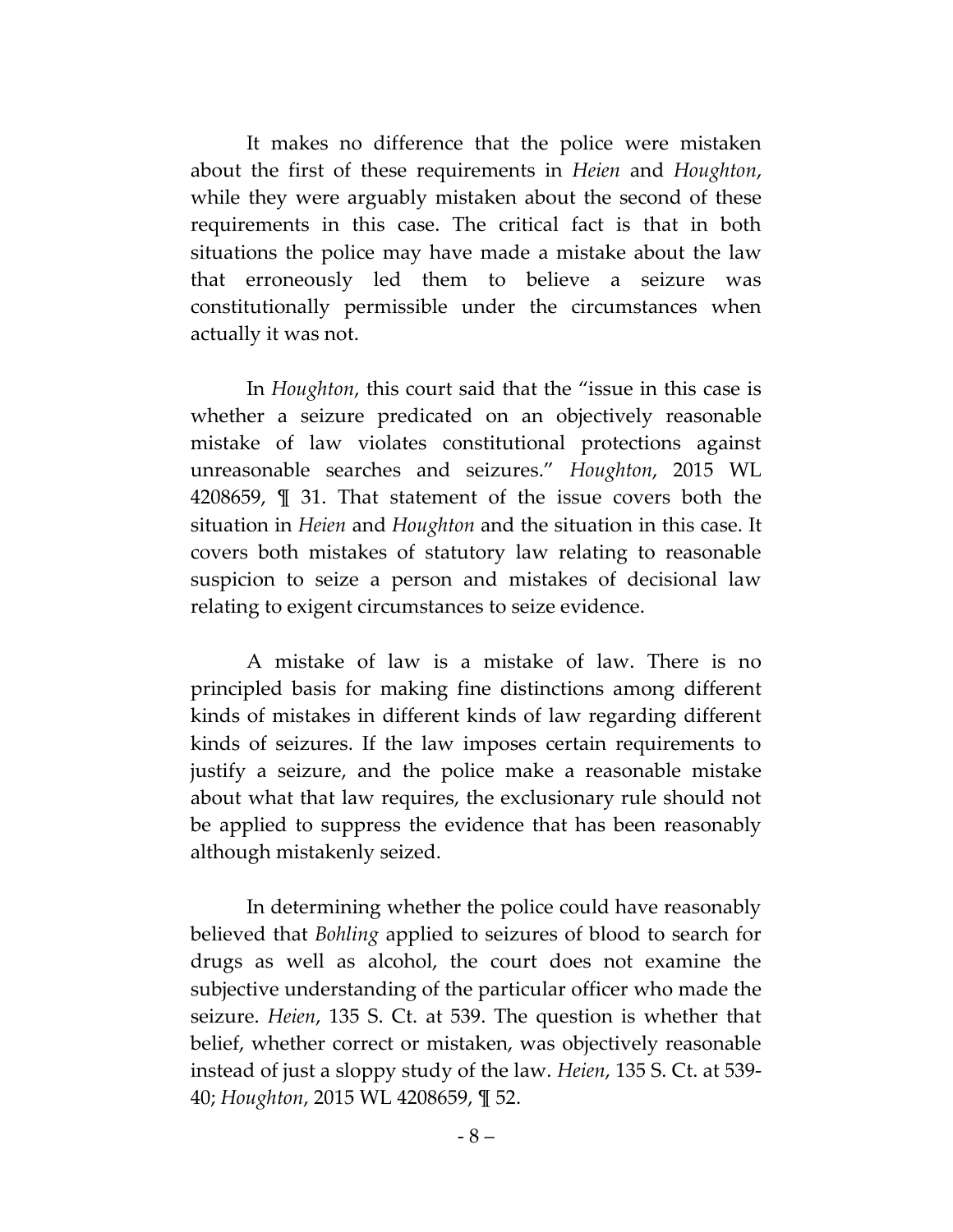It makes no difference that the police were mistaken about the first of these requirements in *Heien* and *Houghton*, while they were arguably mistaken about the second of these requirements in this case. The critical fact is that in both situations the police may have made a mistake about the law that erroneously led them to believe a seizure was constitutionally permissible under the circumstances when actually it was not.

In *Houghton*, this court said that the "issue in this case is whether a seizure predicated on an objectively reasonable mistake of law violates constitutional protections against unreasonable searches and seizures." *Houghton*, 2015 WL 4208659, ¶ 31. That statement of the issue covers both the situation in *Heien* and *Houghton* and the situation in this case. It covers both mistakes of statutory law relating to reasonable suspicion to seize a person and mistakes of decisional law relating to exigent circumstances to seize evidence.

A mistake of law is a mistake of law. There is no principled basis for making fine distinctions among different kinds of mistakes in different kinds of law regarding different kinds of seizures. If the law imposes certain requirements to justify a seizure, and the police make a reasonable mistake about what that law requires, the exclusionary rule should not be applied to suppress the evidence that has been reasonably although mistakenly seized.

In determining whether the police could have reasonably believed that *Bohling* applied to seizures of blood to search for drugs as well as alcohol, the court does not examine the subjective understanding of the particular officer who made the seizure. *Heien*, 135 S. Ct. at 539. The question is whether that belief, whether correct or mistaken, was objectively reasonable instead of just a sloppy study of the law. *Heien*, 135 S. Ct. at 539-40; *Houghton*, 2015 WL 4208659, ¶ 52.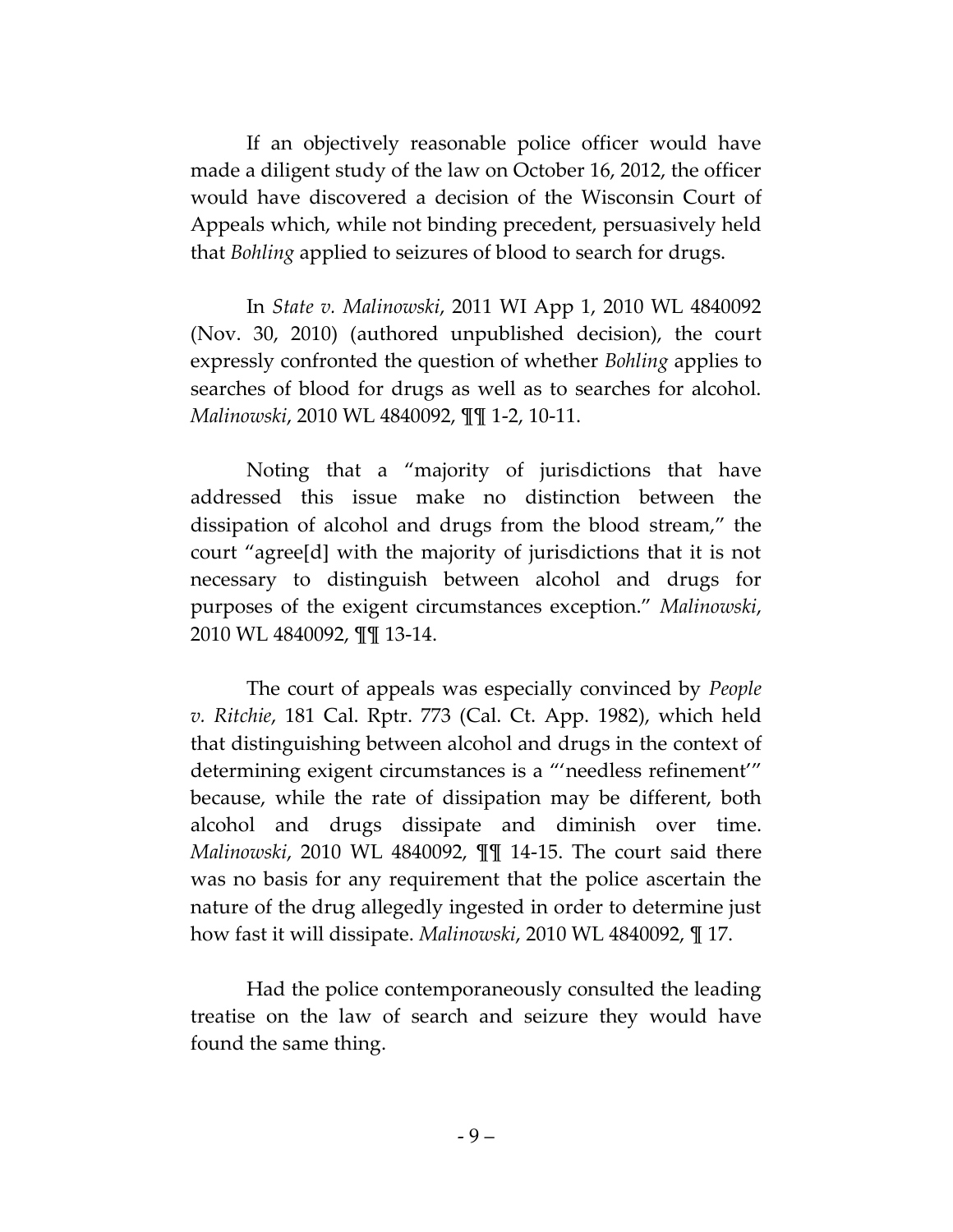If an objectively reasonable police officer would have made a diligent study of the law on October 16, 2012, the officer would have discovered a decision of the Wisconsin Court of Appeals which, while not binding precedent, persuasively held that *Bohling* applied to seizures of blood to search for drugs.

In *State v. Malinowski*, 2011 WI App 1, 2010 WL 4840092 (Nov. 30, 2010) (authored unpublished decision), the court expressly confronted the question of whether *Bohling* applies to searches of blood for drugs as well as to searches for alcohol. *Malinowski*, 2010 WL 4840092, ¶¶ 1-2, 10-11.

Noting that a "majority of jurisdictions that have addressed this issue make no distinction between the dissipation of alcohol and drugs from the blood stream," the court "agree[d] with the majority of jurisdictions that it is not necessary to distinguish between alcohol and drugs for purposes of the exigent circumstances exception." *Malinowski*, 2010 WL 4840092, ¶¶ 13-14.

The court of appeals was especially convinced by *People v. Ritchie*, 181 Cal. Rptr. 773 (Cal. Ct. App. 1982), which held that distinguishing between alcohol and drugs in the context of determining exigent circumstances is a "'needless refinement'" because, while the rate of dissipation may be different, both alcohol and drugs dissipate and diminish over time. *Malinowski*, 2010 WL 4840092, ¶¶ 14-15. The court said there was no basis for any requirement that the police ascertain the nature of the drug allegedly ingested in order to determine just how fast it will dissipate. *Malinowski*, 2010 WL 4840092, ¶ 17.

Had the police contemporaneously consulted the leading treatise on the law of search and seizure they would have found the same thing.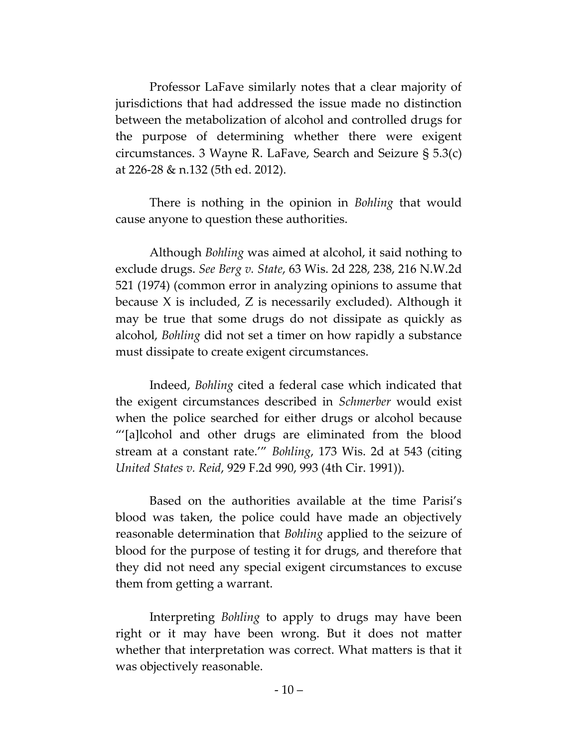Professor LaFave similarly notes that a clear majority of jurisdictions that had addressed the issue made no distinction between the metabolization of alcohol and controlled drugs for the purpose of determining whether there were exigent circumstances. 3 Wayne R. LaFave, Search and Seizure § 5.3(c) at 226-28 & n.132 (5th ed. 2012).

There is nothing in the opinion in *Bohling* that would cause anyone to question these authorities.

Although *Bohling* was aimed at alcohol, it said nothing to exclude drugs. *See Berg v. State*, 63 Wis. 2d 228, 238, 216 N.W.2d 521 (1974) (common error in analyzing opinions to assume that because X is included, Z is necessarily excluded). Although it may be true that some drugs do not dissipate as quickly as alcohol, *Bohling* did not set a timer on how rapidly a substance must dissipate to create exigent circumstances.

Indeed, *Bohling* cited a federal case which indicated that the exigent circumstances described in *Schmerber* would exist when the police searched for either drugs or alcohol because "'[a]lcohol and other drugs are eliminated from the blood stream at a constant rate.'" *Bohling*, 173 Wis. 2d at 543 (citing *United States v. Reid*, 929 F.2d 990, 993 (4th Cir. 1991)).

Based on the authorities available at the time Parisi's blood was taken, the police could have made an objectively reasonable determination that *Bohling* applied to the seizure of blood for the purpose of testing it for drugs, and therefore that they did not need any special exigent circumstances to excuse them from getting a warrant.

Interpreting *Bohling* to apply to drugs may have been right or it may have been wrong. But it does not matter whether that interpretation was correct. What matters is that it was objectively reasonable.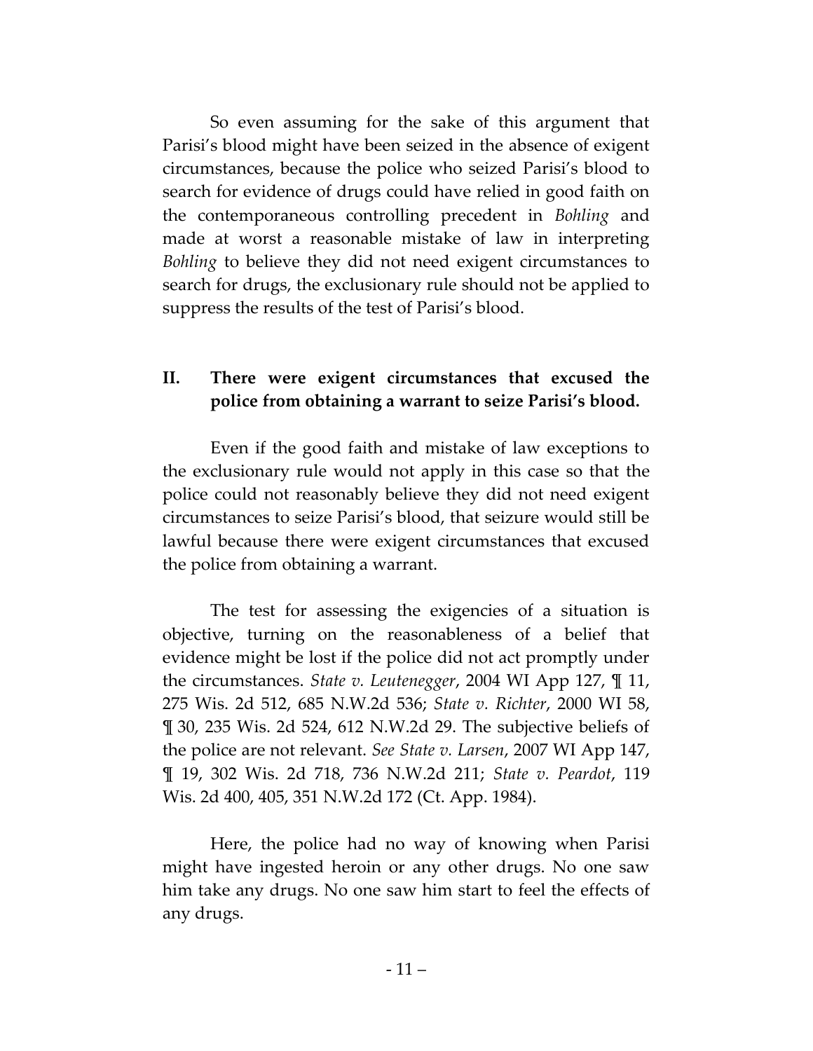So even assuming for the sake of this argument that Parisi's blood might have been seized in the absence of exigent circumstances, because the police who seized Parisi's blood to search for evidence of drugs could have relied in good faith on the contemporaneous controlling precedent in *Bohling* and made at worst a reasonable mistake of law in interpreting *Bohling* to believe they did not need exigent circumstances to search for drugs, the exclusionary rule should not be applied to suppress the results of the test of Parisi's blood.

## II. There were exigent circumstances that excused the police from obtaining a warrant to seize Parisi's blood.

Even if the good faith and mistake of law exceptions to the exclusionary rule would not apply in this case so that the police could not reasonably believe they did not need exigent circumstances to seize Parisi's blood, that seizure would still be lawful because there were exigent circumstances that excused the police from obtaining a warrant.

The test for assessing the exigencies of a situation is objective, turning on the reasonableness of a belief that evidence might be lost if the police did not act promptly under the circumstances. *State v. Leutenegger*, 2004 WI App 127, ¶ 11, 275 Wis. 2d 512, 685 N.W.2d 536; *State v. Richter*, 2000 WI 58, ¶ 30, 235 Wis. 2d 524, 612 N.W.2d 29. The subjective beliefs of the police are not relevant. *See State v. Larsen*, 2007 WI App 147, ¶ 19, 302 Wis. 2d 718, 736 N.W.2d 211; *State v. Peardot*, 119 Wis. 2d 400, 405, 351 N.W.2d 172 (Ct. App. 1984).

Here, the police had no way of knowing when Parisi might have ingested heroin or any other drugs. No one saw him take any drugs. No one saw him start to feel the effects of any drugs.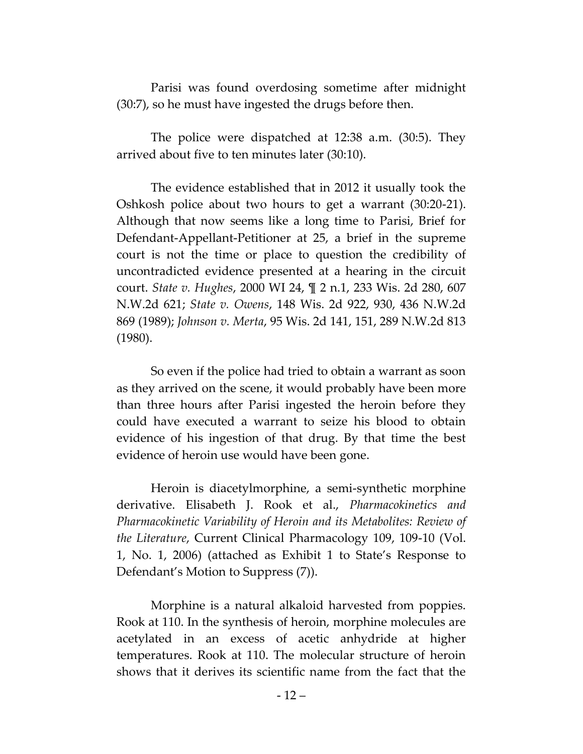Parisi was found overdosing sometime after midnight (30:7), so he must have ingested the drugs before then.

The police were dispatched at 12:38 a.m. (30:5). They arrived about five to ten minutes later (30:10).

The evidence established that in 2012 it usually took the Oshkosh police about two hours to get a warrant (30:20-21). Although that now seems like a long time to Parisi, Brief for Defendant-Appellant-Petitioner at 25, a brief in the supreme court is not the time or place to question the credibility of uncontradicted evidence presented at a hearing in the circuit court. *State v. Hughes*, 2000 WI 24, ¶ 2 n.1, 233 Wis. 2d 280, 607 N.W.2d 621; *State v. Owens*, 148 Wis. 2d 922, 930, 436 N.W.2d 869 (1989); *Johnson v. Merta*, 95 Wis. 2d 141, 151, 289 N.W.2d 813 (1980).

So even if the police had tried to obtain a warrant as soon as they arrived on the scene, it would probably have been more than three hours after Parisi ingested the heroin before they could have executed a warrant to seize his blood to obtain evidence of his ingestion of that drug. By that time the best evidence of heroin use would have been gone.

Heroin is diacetylmorphine, a semi-synthetic morphine derivative. Elisabeth J. Rook et al., *Pharmacokinetics and Pharmacokinetic Variability of Heroin and its Metabolites: Review of the Literature*, Current Clinical Pharmacology 109, 109-10 (Vol. 1, No. 1, 2006) (attached as Exhibit 1 to State's Response to Defendant's Motion to Suppress (7)).

Morphine is a natural alkaloid harvested from poppies. Rook at 110. In the synthesis of heroin, morphine molecules are acetylated in an excess of acetic anhydride at higher temperatures. Rook at 110. The molecular structure of heroin shows that it derives its scientific name from the fact that the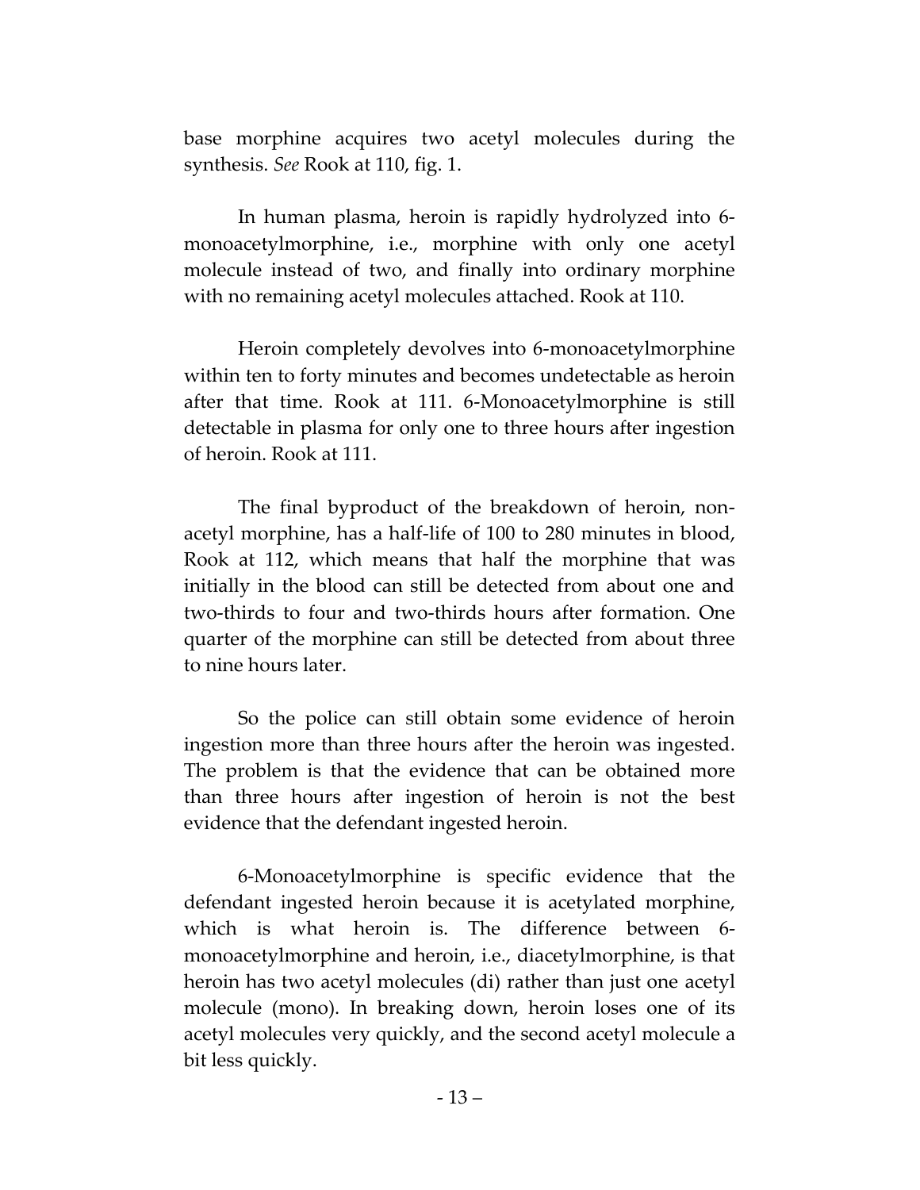base morphine acquires two acetyl molecules during the synthesis. *See* Rook at 110, fig. 1.

In human plasma, heroin is rapidly hydrolyzed into 6-monoacetylmorphine, i.e., morphine with only one acetyl molecule instead of two, and finally into ordinary morphine with no remaining acetyl molecules attached. Rook at 110.

Heroin completely devolves into 6-monoacetylmorphine within ten to forty minutes and becomes undetectable as heroin after that time. Rook at 111. 6-Monoacetylmorphine is still detectable in plasma for only one to three hours after ingestion of heroin. Rook at 111.

The final byproduct of the breakdown of heroin, non-acetyl morphine, has a half-life of 100 to 280 minutes in blood, Rook at 112, which means that half the morphine that was initially in the blood can still be detected from about one and two-thirds to four and two-thirds hours after formation. One quarter of the morphine can still be detected from about three to nine hours later.

So the police can still obtain some evidence of heroin ingestion more than three hours after the heroin was ingested. The problem is that the evidence that can be obtained more than three hours after ingestion of heroin is not the best evidence that the defendant ingested heroin.

6-Monoacetylmorphine is specific evidence that the defendant ingested heroin because it is acetylated morphine, which is what heroin is. The difference between 6-monoacetylmorphine and heroin, i.e., diacetylmorphine, is that heroin has two acetyl molecules (di) rather than just one acetyl molecule (mono). In breaking down, heroin loses one of its acetyl molecules very quickly, and the second acetyl molecule a bit less quickly.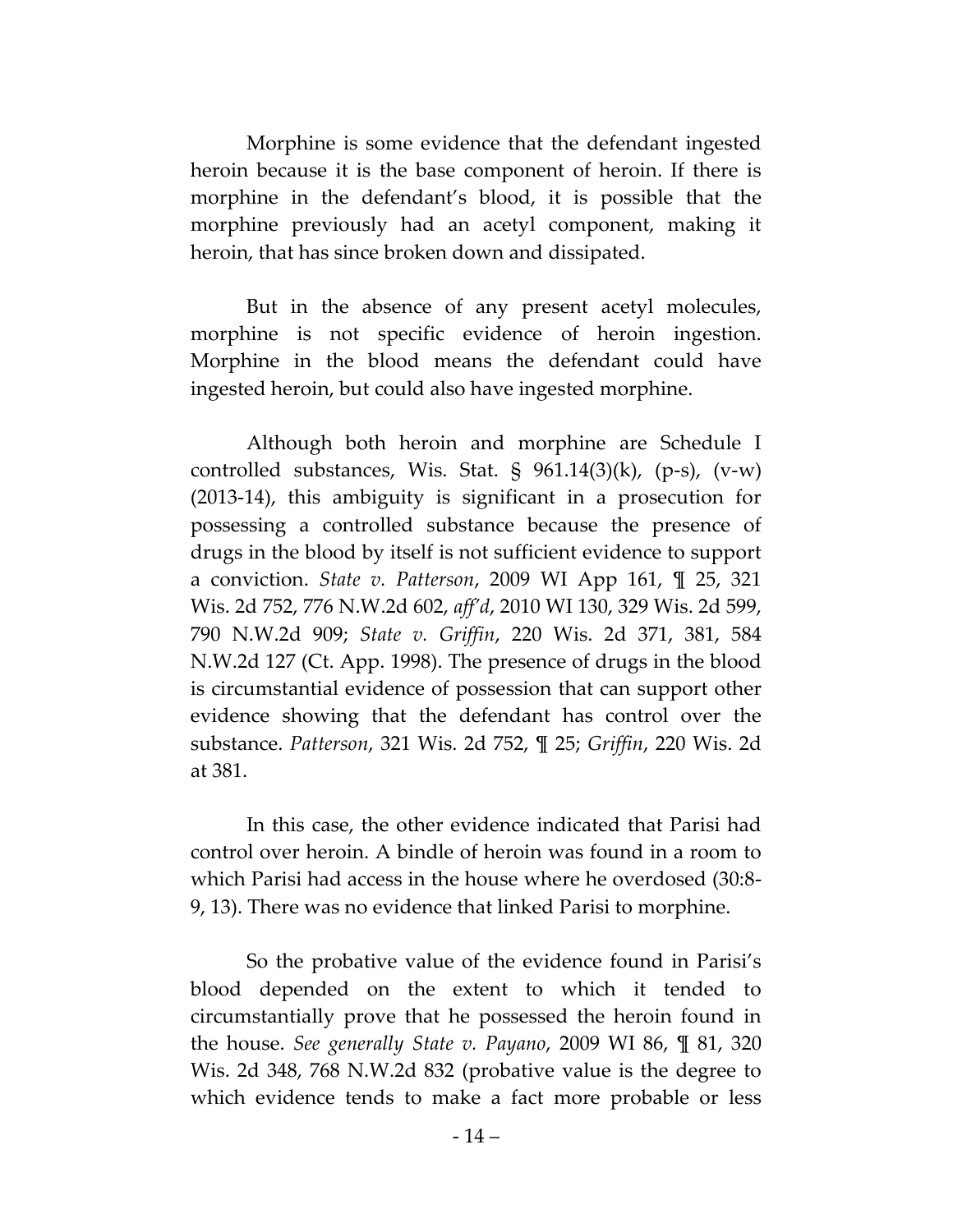Morphine is some evidence that the defendant ingested heroin because it is the base component of heroin. If there is morphine in the defendant's blood, it is possible that the morphine previously had an acetyl component, making it heroin, that has since broken down and dissipated.

But in the absence of any present acetyl molecules, morphine is not specific evidence of heroin ingestion. Morphine in the blood means the defendant could have ingested heroin, but could also have ingested morphine.

Although both heroin and morphine are Schedule I controlled substances, Wis. Stat. § 961.14(3)(k), (p-s), (v-w) (2013-14), this ambiguity is significant in a prosecution for possessing a controlled substance because the presence of drugs in the blood by itself is not sufficient evidence to support a conviction. *State v. Patterson*, 2009 WI App 161, ¶ 25, 321 Wis. 2d 752, 776 N.W.2d 602, *aff'd*, 2010 WI 130, 329 Wis. 2d 599, 790 N.W.2d 909; *State v. Griffin*, 220 Wis. 2d 371, 381, 584 N.W.2d 127 (Ct. App. 1998). The presence of drugs in the blood is circumstantial evidence of possession that can support other evidence showing that the defendant has control over the substance. *Patterson*, 321 Wis. 2d 752, ¶ 25; *Griffin*, 220 Wis. 2d at 381.

In this case, the other evidence indicated that Parisi had control over heroin. A bindle of heroin was found in a room to which Parisi had access in the house where he overdosed (30:8-9, 13). There was no evidence that linked Parisi to morphine.

So the probative value of the evidence found in Parisi's blood depended on the extent to which it tended to circumstantially prove that he possessed the heroin found in the house. *See generally State v. Payano*, 2009 WI 86, ¶ 81, 320 Wis. 2d 348, 768 N.W.2d 832 (probative value is the degree to which evidence tends to make a fact more probable or less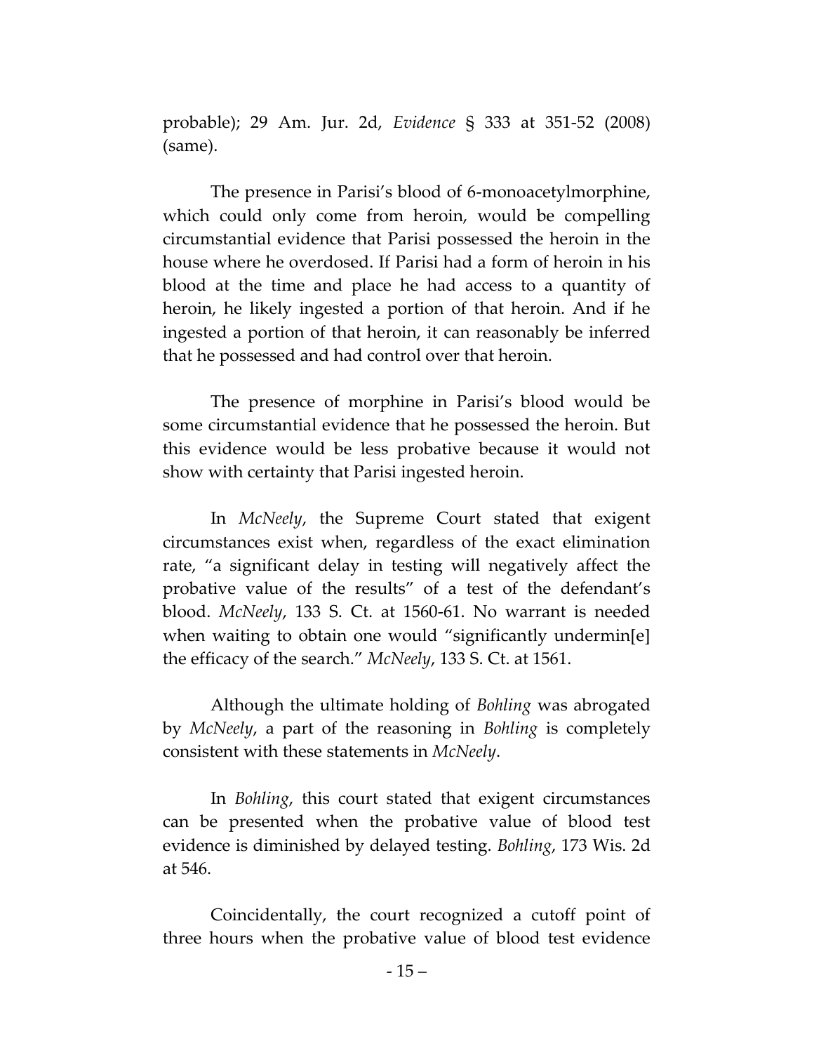probable); 29 Am. Jur. 2d, *Evidence* § 333 at 351-52 (2008) (same).

The presence in Parisi's blood of 6-monoacetylmorphine, which could only come from heroin, would be compelling circumstantial evidence that Parisi possessed the heroin in the house where he overdosed. If Parisi had a form of heroin in his blood at the time and place he had access to a quantity of heroin, he likely ingested a portion of that heroin. And if he ingested a portion of that heroin, it can reasonably be inferred that he possessed and had control over that heroin.

The presence of morphine in Parisi's blood would be some circumstantial evidence that he possessed the heroin. But this evidence would be less probative because it would not show with certainty that Parisi ingested heroin.

In *McNeely*, the Supreme Court stated that exigent circumstances exist when, regardless of the exact elimination rate, "a significant delay in testing will negatively affect the probative value of the results" of a test of the defendant's blood. *McNeely*, 133 S. Ct. at 1560-61. No warrant is needed when waiting to obtain one would "significantly undermin[e] the efficacy of the search." *McNeely*, 133 S. Ct. at 1561.

Although the ultimate holding of *Bohling* was abrogated by *McNeely*, a part of the reasoning in *Bohling* is completely consistent with these statements in *McNeely*.

In *Bohling*, this court stated that exigent circumstances can be presented when the probative value of blood test evidence is diminished by delayed testing. *Bohling*, 173 Wis. 2d at 546.

Coincidentally, the court recognized a cutoff point of three hours when the probative value of blood test evidence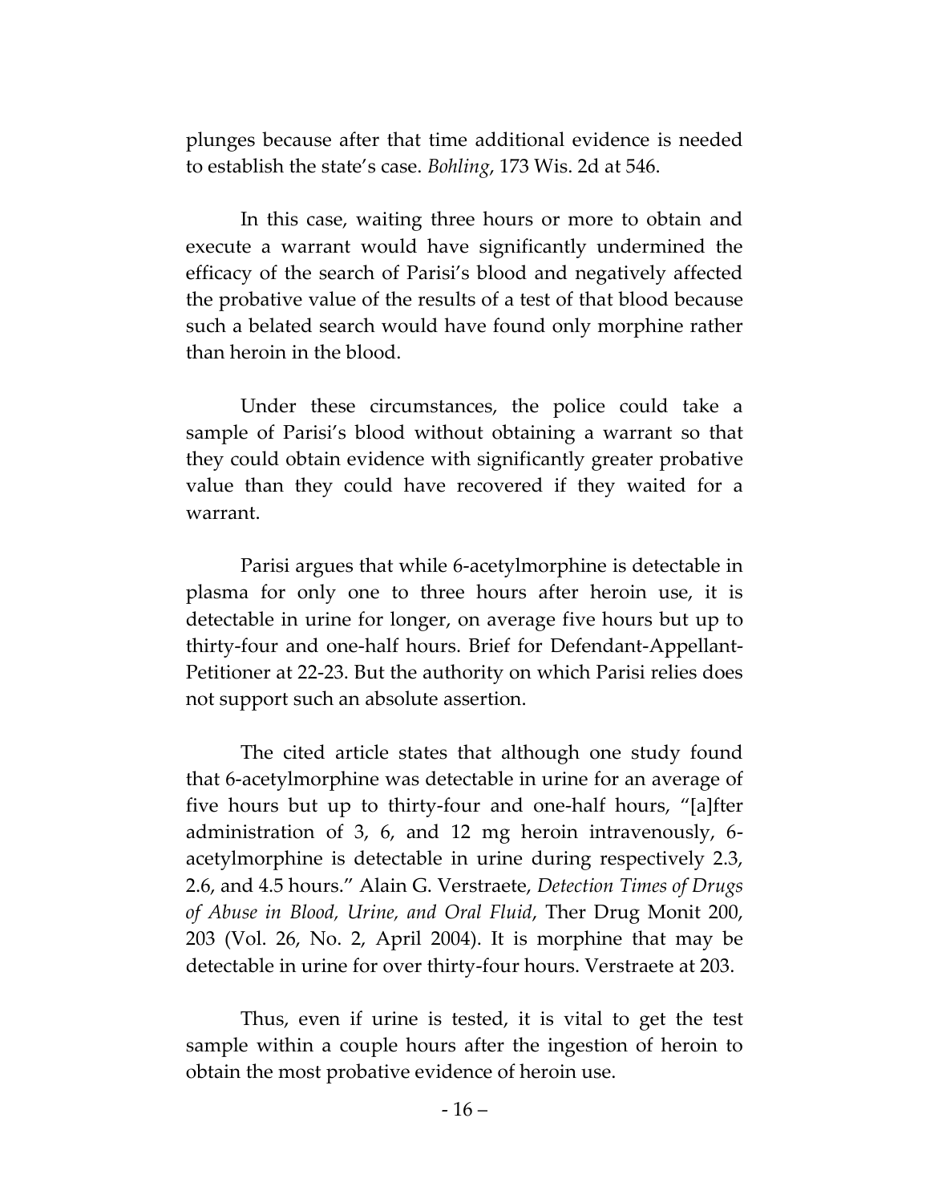plunges because after that time additional evidence is needed to establish the state's case. *Bohling*, 173 Wis. 2d at 546.

In this case, waiting three hours or more to obtain and execute a warrant would have significantly undermined the efficacy of the search of Parisi's blood and negatively affected the probative value of the results of a test of that blood because such a belated search would have found only morphine rather than heroin in the blood.

Under these circumstances, the police could take a sample of Parisi's blood without obtaining a warrant so that they could obtain evidence with significantly greater probative value than they could have recovered if they waited for a warrant.

Parisi argues that while 6-acetylmorphine is detectable in plasma for only one to three hours after heroin use, it is detectable in urine for longer, on average five hours but up to thirty-four and one-half hours. Brief for Defendant-Appellant-Petitioner at 22-23. But the authority on which Parisi relies does not support such an absolute assertion.

The cited article states that although one study found that 6-acetylmorphine was detectable in urine for an average of five hours but up to thirty-four and one-half hours, "[a]fter administration of 3, 6, and 12 mg heroin intravenously, 6-acetylmorphine is detectable in urine during respectively 2.3, 2.6, and 4.5 hours." Alain G. Verstraete, *Detection Times of Drugs of Abuse in Blood, Urine, and Oral Fluid*, Ther Drug Monit 200, 203 (Vol. 26, No. 2, April 2004). It is morphine that may be detectable in urine for over thirty-four hours. Verstraete at 203.

Thus, even if urine is tested, it is vital to get the test sample within a couple hours after the ingestion of heroin to obtain the most probative evidence of heroin use.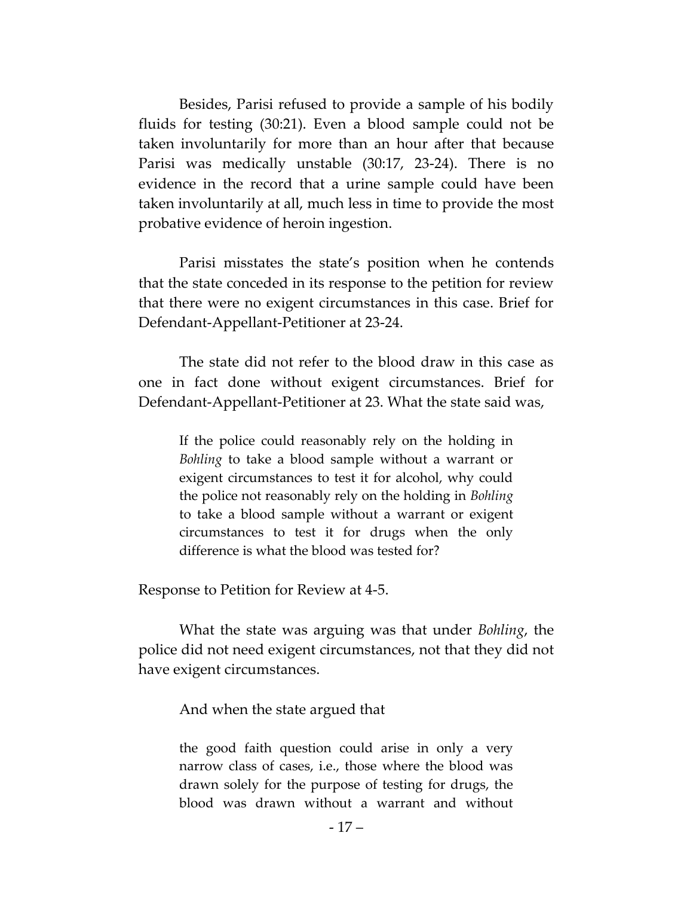Besides, Parisi refused to provide a sample of his bodily fluids for testing (30:21). Even a blood sample could not be taken involuntarily for more than an hour after that because Parisi was medically unstable (30:17, 23-24). There is no evidence in the record that a urine sample could have been taken involuntarily at all, much less in time to provide the most probative evidence of heroin ingestion.

Parisi misstates the state's position when he contends that the state conceded in its response to the petition for review that there were no exigent circumstances in this case. Brief for Defendant-Appellant-Petitioner at 23-24.

The state did not refer to the blood draw in this case as one in fact done without exigent circumstances. Brief for Defendant-Appellant-Petitioner at 23. What the state said was,

> If the police could reasonably rely on the holding in *Bohling* to take a blood sample without a warrant or exigent circumstances to test it for alcohol, why could the police not reasonably rely on the holding in *Bohling* to take a blood sample without a warrant or exigent circumstances to test it for drugs when the only difference is what the blood was tested for?

Response to Petition for Review at 4-5.

What the state was arguing was that under *Bohling*, the police did not need exigent circumstances, not that they did not have exigent circumstances.

And when the state argued that

> the good faith question could arise in only a very narrow class of cases, i.e., those where the blood was drawn solely for the purpose of testing for drugs, the blood was drawn without a warrant and without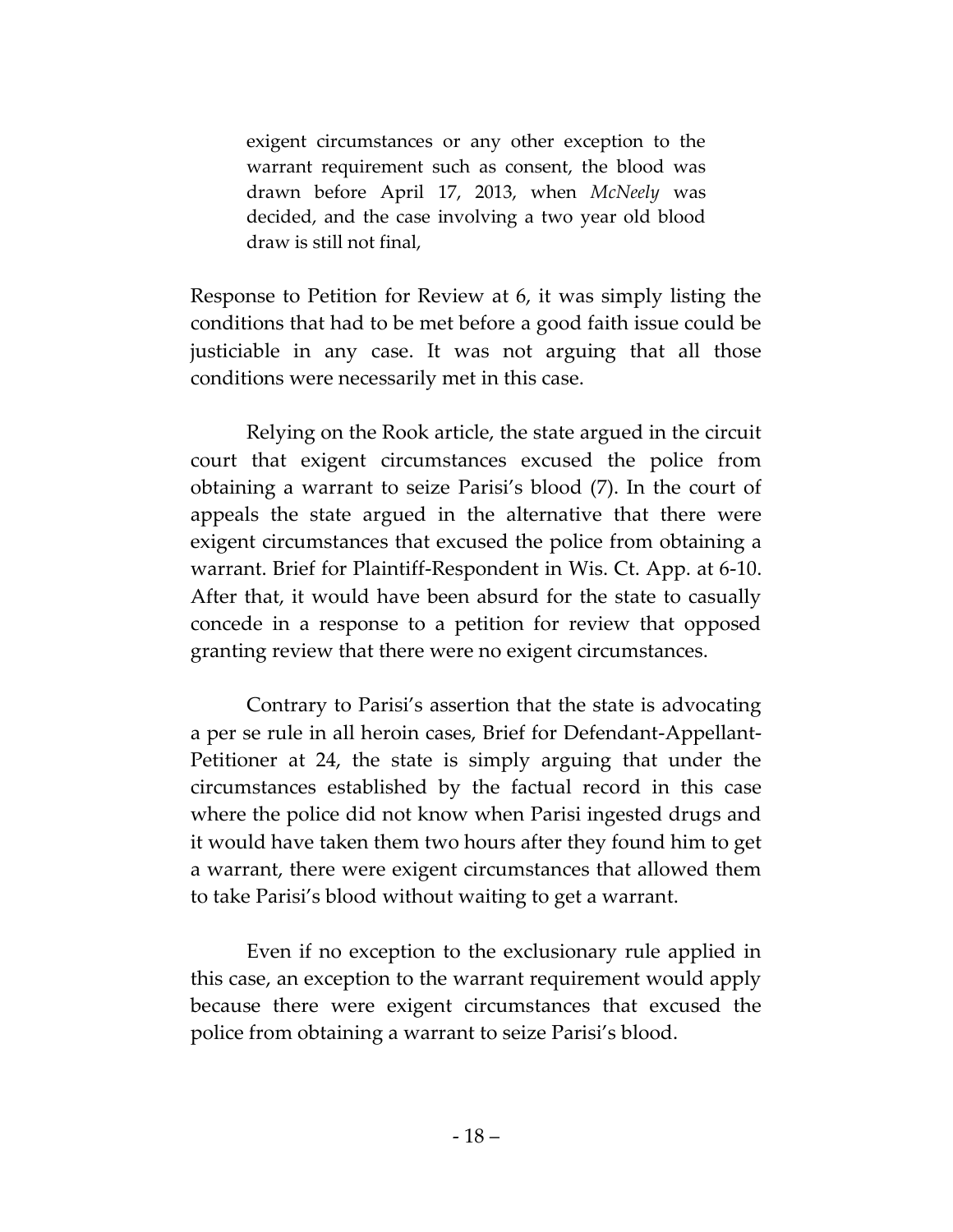> exigent circumstances or any other exception to the warrant requirement such as consent, the blood was drawn before April 17, 2013, when *McNeely* was decided, and the case involving a two year old blood draw is still not final,

Response to Petition for Review at 6, it was simply listing the conditions that had to be met before a good faith issue could be justiciable in any case. It was not arguing that all those conditions were necessarily met in this case.

Relying on the Rook article, the state argued in the circuit court that exigent circumstances excused the police from obtaining a warrant to seize Parisi's blood (7). In the court of appeals the state argued in the alternative that there were exigent circumstances that excused the police from obtaining a warrant. Brief for Plaintiff-Respondent in Wis. Ct. App. at 6-10. After that, it would have been absurd for the state to casually concede in a response to a petition for review that opposed granting review that there were no exigent circumstances.

Contrary to Parisi's assertion that the state is advocating a per se rule in all heroin cases, Brief for Defendant-Appellant-Petitioner at 24, the state is simply arguing that under the circumstances established by the factual record in this case where the police did not know when Parisi ingested drugs and it would have taken them two hours after they found him to get a warrant, there were exigent circumstances that allowed them to take Parisi's blood without waiting to get a warrant.

Even if no exception to the exclusionary rule applied in this case, an exception to the warrant requirement would apply because there were exigent circumstances that excused the police from obtaining a warrant to seize Parisi's blood.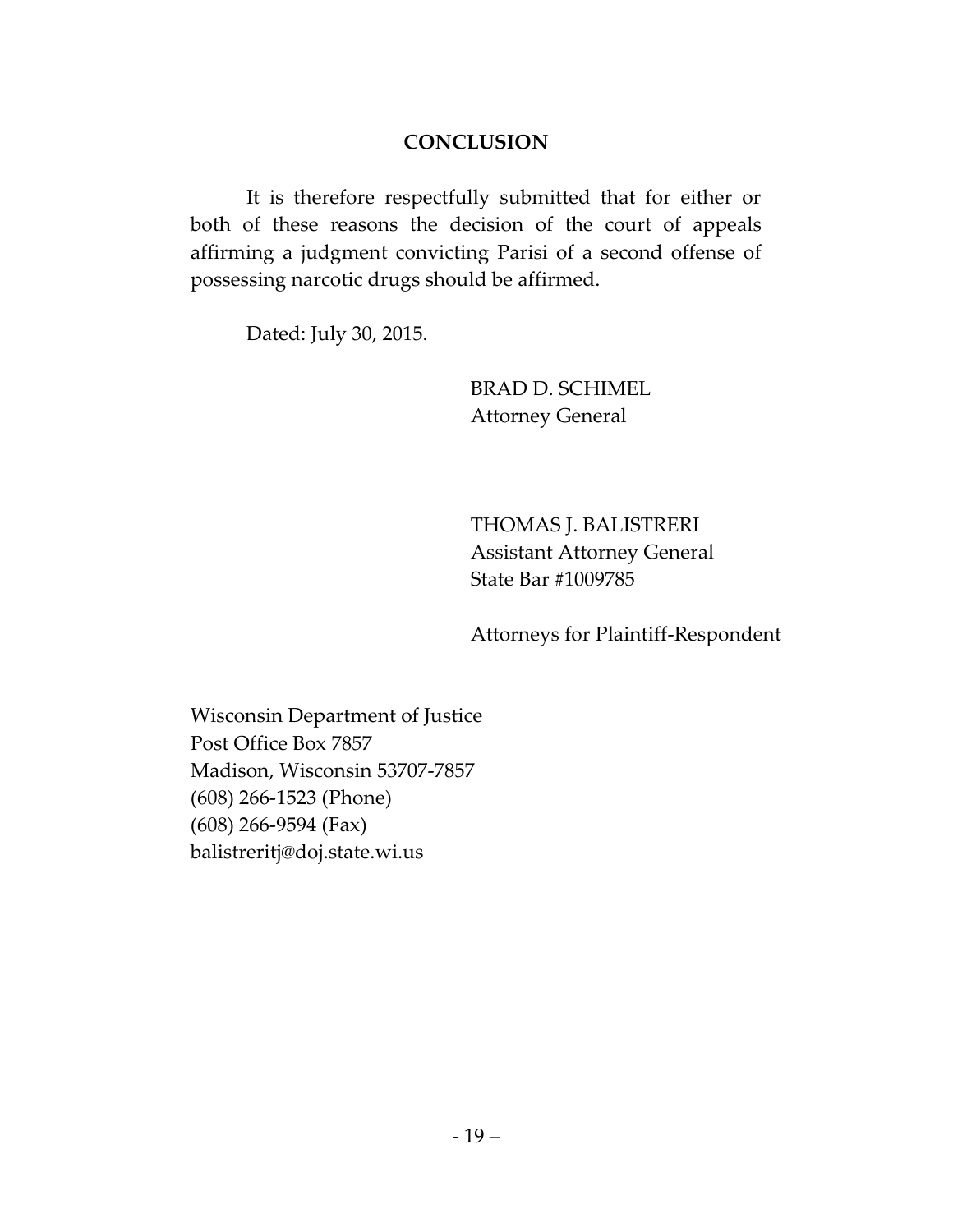## CONCLUSION

It is therefore respectfully submitted that for either or both of these reasons the decision of the court of appeals affirming a judgment convicting Parisi of a second offense of possessing narcotic drugs should be affirmed.

Dated: July 30, 2015.

BRAD D. SCHIMEL
Attorney General

THOMAS J. BALISTRERI
Assistant Attorney General
State Bar #1009785

Attorneys for Plaintiff-Respondent

Wisconsin Department of Justice
Post Office Box 7857
Madison, Wisconsin 53707-7857
(608) 266-1523 (Phone)
(608) 266-9594 (Fax)
balistreritj@doj.state.wi.us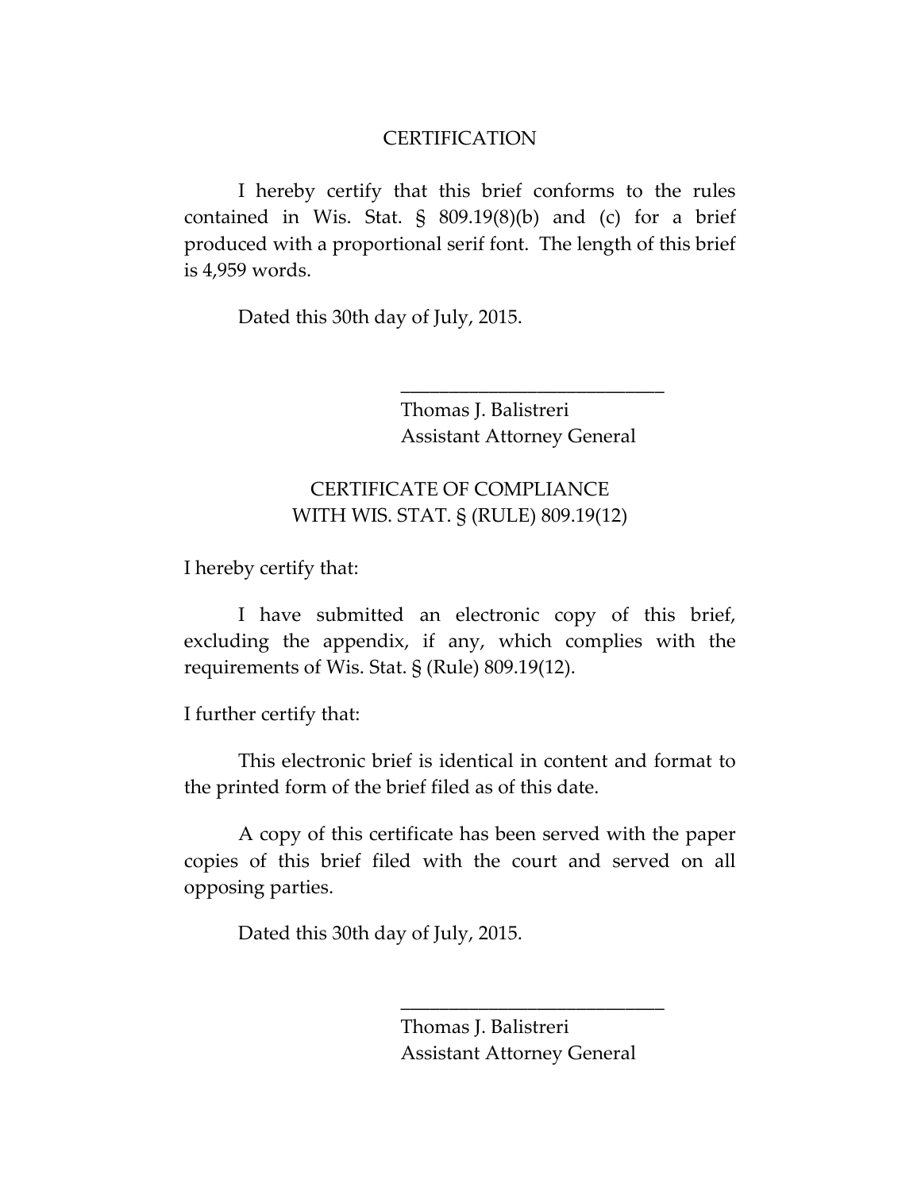## CERTIFICATION

I hereby certify that this brief conforms to the rules contained in Wis. Stat. § 809.19(8)(b) and (c) for a brief produced with a proportional serif font. The length of this brief is 4,959 words.

Dated this 30th day of July, 2015.

\_\_\_\_\_\_\_\_\_\_\_\_\_\_\_\_\_\_\_\_\_\_\_\_\_\_\_\_

Thomas J. Balistreri
Assistant Attorney General

## CERTIFICATE OF COMPLIANCE WITH WIS. STAT. § (RULE) 809.19(12)

I hereby certify that:

I have submitted an electronic copy of this brief, excluding the appendix, if any, which complies with the requirements of Wis. Stat. § (Rule) 809.19(12).

I further certify that:

This electronic brief is identical in content and format to the printed form of the brief filed as of this date.

A copy of this certificate has been served with the paper copies of this brief filed with the court and served on all opposing parties.

Dated this 30th day of July, 2015.

\_\_\_\_\_\_\_\_\_\_\_\_\_\_\_\_\_\_\_\_\_\_\_\_\_\_\_\_

Thomas J. Balistreri
Assistant Attorney General